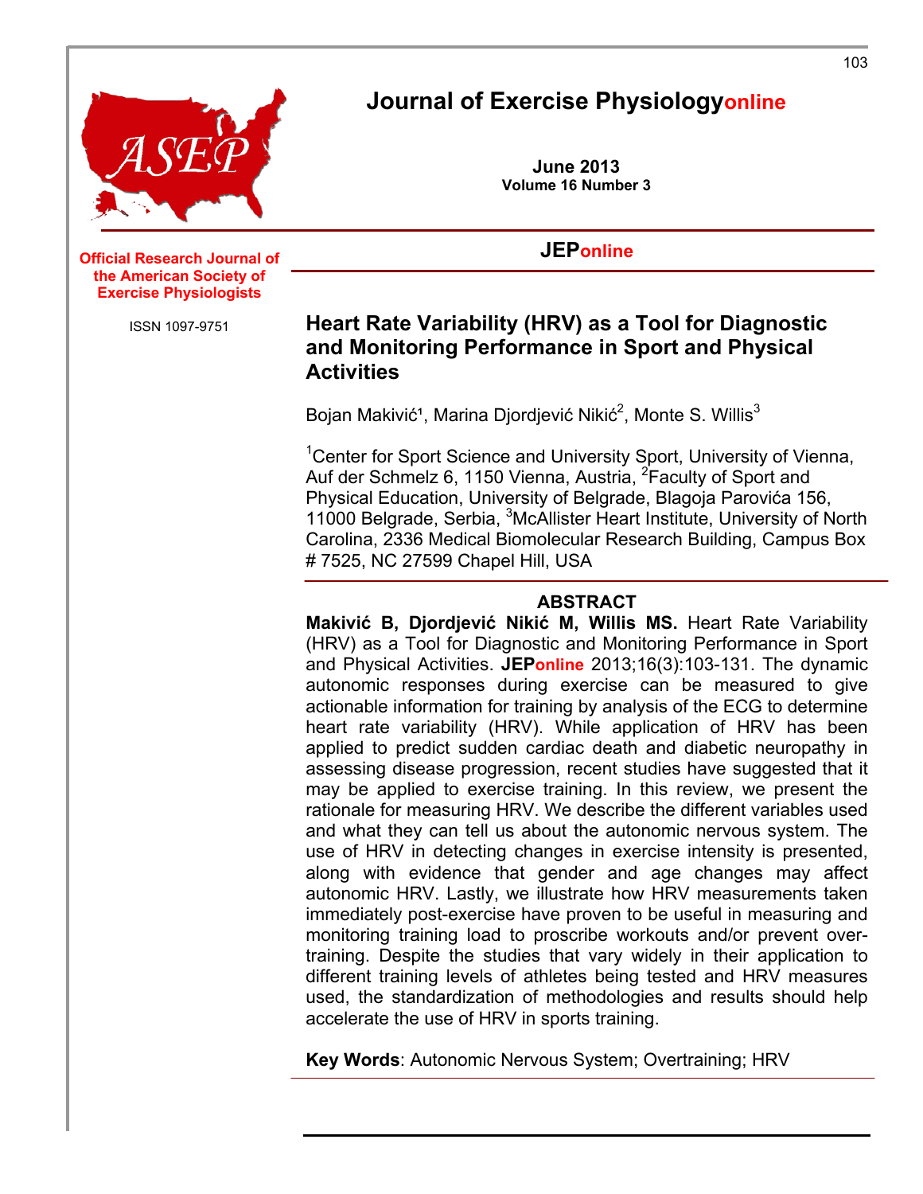# Journal of Exercise Physiologyonline

**June 2013**
**Volume 16 Number 3**

**JEPonline**

**Official Research Journal of the American Society of Exercise Physiologists**

ISSN 1097-9751

## Heart Rate Variability (HRV) as a Tool for Diagnostic and Monitoring Performance in Sport and Physical Activities

Bojan Makivić[1], Marina Djordjević Nikić[2], Monte S. Willis[3]

[1]Center for Sport Science and University Sport, University of Vienna, Auf der Schmelz 6, 1150 Vienna, Austria, [2]Faculty of Sport and Physical Education, University of Belgrade, Blagoja Parovića 156, 11000 Belgrade, Serbia, [3]McAllister Heart Institute, University of North Carolina, 2336 Medical Biomolecular Research Building, Campus Box # 7525, NC 27599 Chapel Hill, USA

### ABSTRACT

**Makivić B, Djordjević Nikić M, Willis MS.** Heart Rate Variability (HRV) as a Tool for Diagnostic and Monitoring Performance in Sport and Physical Activities. **JEPonline** 2013;16(3):103-131. The dynamic autonomic responses during exercise can be measured to give actionable information for training by analysis of the ECG to determine heart rate variability (HRV). While application of HRV has been applied to predict sudden cardiac death and diabetic neuropathy in assessing disease progression, recent studies have suggested that it may be applied to exercise training. In this review, we present the rationale for measuring HRV. We describe the different variables used and what they can tell us about the autonomic nervous system. The use of HRV in detecting changes in exercise intensity is presented, along with evidence that gender and age changes may affect autonomic HRV. Lastly, we illustrate how HRV measurements taken immediately post-exercise have proven to be useful in measuring and monitoring training load to proscribe workouts and/or prevent over-training. Despite the studies that vary widely in their application to different training levels of athletes being tested and HRV measures used, the standardization of methodologies and results should help accelerate the use of HRV in sports training.

**Key Words**: Autonomic Nervous System; Overtraining; HRV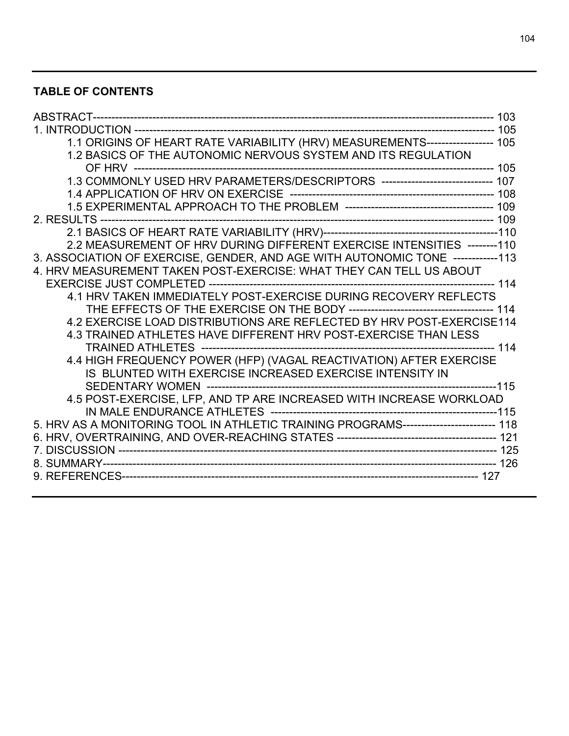## TABLE OF CONTENTS

ABSTRACT ---------- 103

1. INTRODUCTION ---------- 105
    - 1.1 ORIGINS OF HEART RATE VARIABILITY (HRV) MEASUREMENTS ---------- 105
    - 1.2 BASICS OF THE AUTONOMIC NERVOUS SYSTEM AND ITS REGULATION OF HRV ---------- 105
    - 1.3 COMMONLY USED HRV PARAMETERS/DESCRIPTORS ---------- 107
    - 1.4 APPLICATION OF HRV ON EXERCISE ---------- 108
    - 1.5 EXPERIMENTAL APPROACH TO THE PROBLEM ---------- 109
2. RESULTS ---------- 109
    - 2.1 BASICS OF HEART RATE VARIABILITY (HRV) ---------- 110
    - 2.2 MEASUREMENT OF HRV DURING DIFFERENT EXERCISE INTENSITIES ---------- 110
3. ASSOCIATION OF EXERCISE, GENDER, AND AGE WITH AUTONOMIC TONE ---------- 113
4. HRV MEASUREMENT TAKEN POST-EXERCISE: WHAT THEY CAN TELL US ABOUT EXERCISE JUST COMPLETED ---------- 114
    - 4.1 HRV TAKEN IMMEDIATELY POST-EXERCISE DURING RECOVERY REFLECTS THE EFFECTS OF THE EXERCISE ON THE BODY ---------- 114
    - 4.2 EXERCISE LOAD DISTRIBUTIONS ARE REFLECTED BY HRV POST-EXERCISE 114
    - 4.3 TRAINED ATHLETES HAVE DIFFERENT HRV POST-EXERCISE THAN LESS TRAINED ATHLETES ---------- 114
    - 4.4 HIGH FREQUENCY POWER (HFP) (VAGAL REACTIVATION) AFTER EXERCISE IS BLUNTED WITH EXERCISE INCREASED EXERCISE INTENSITY IN SEDENTARY WOMEN ---------- 115
    - 4.5 POST-EXERCISE, LFP, AND TP ARE INCREASED WITH INCREASE WORKLOAD IN MALE ENDURANCE ATHLETES ---------- 115
5. HRV AS A MONITORING TOOL IN ATHLETIC TRAINING PROGRAMS ---------- 118
6. HRV, OVERTRAINING, AND OVER-REACHING STATES ---------- 121
7. DISCUSSION ---------- 125
8. SUMMARY ---------- 126
9. REFERENCES ---------- 127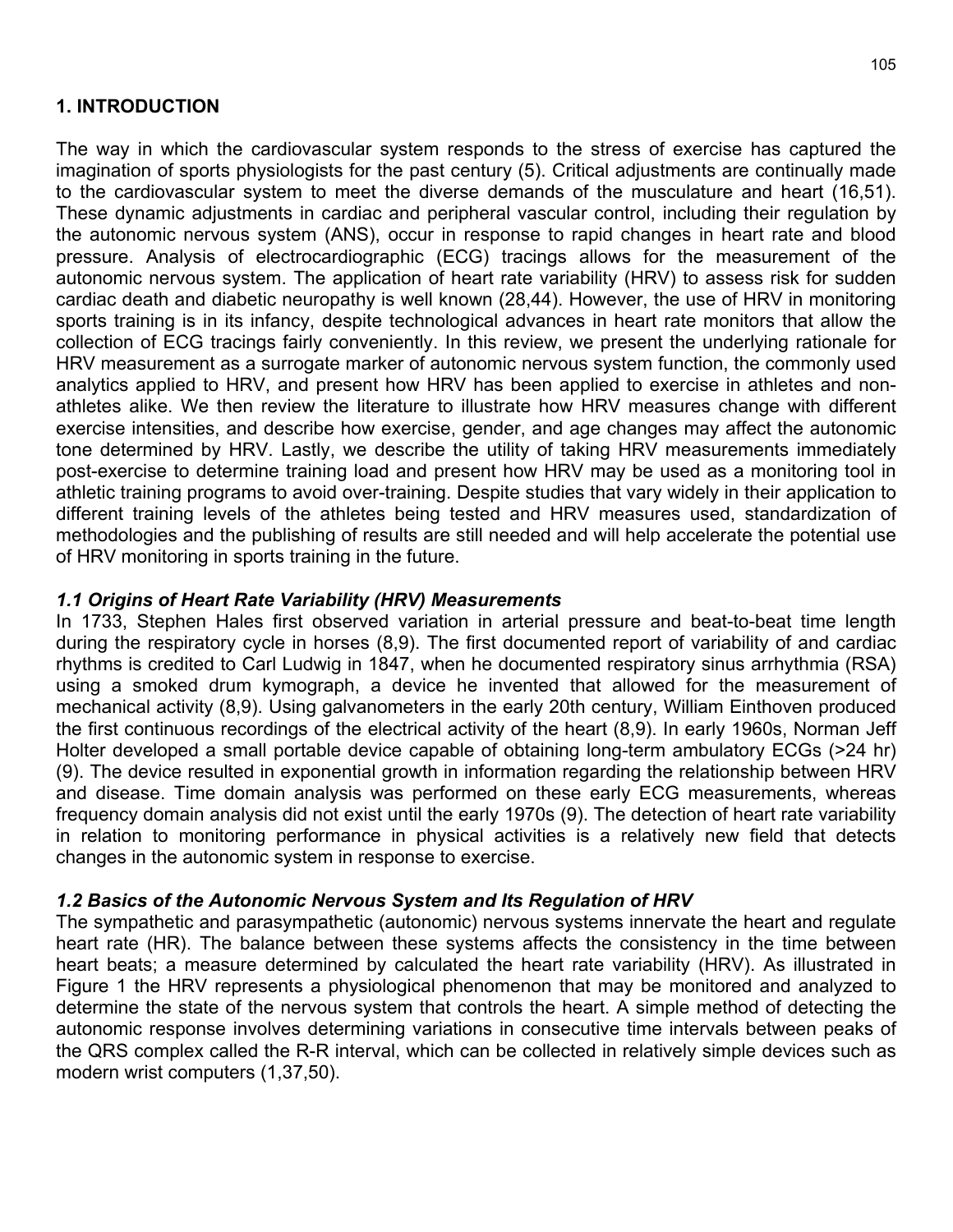## 1. INTRODUCTION

The way in which the cardiovascular system responds to the stress of exercise has captured the imagination of sports physiologists for the past century (5). Critical adjustments are continually made to the cardiovascular system to meet the diverse demands of the musculature and heart (16,51). These dynamic adjustments in cardiac and peripheral vascular control, including their regulation by the autonomic nervous system (ANS), occur in response to rapid changes in heart rate and blood pressure. Analysis of electrocardiographic (ECG) tracings allows for the measurement of the autonomic nervous system. The application of heart rate variability (HRV) to assess risk for sudden cardiac death and diabetic neuropathy is well known (28,44). However, the use of HRV in monitoring sports training is in its infancy, despite technological advances in heart rate monitors that allow the collection of ECG tracings fairly conveniently. In this review, we present the underlying rationale for HRV measurement as a surrogate marker of autonomic nervous system function, the commonly used analytics applied to HRV, and present how HRV has been applied to exercise in athletes and non-athletes alike. We then review the literature to illustrate how HRV measures change with different exercise intensities, and describe how exercise, gender, and age changes may affect the autonomic tone determined by HRV. Lastly, we describe the utility of taking HRV measurements immediately post-exercise to determine training load and present how HRV may be used as a monitoring tool in athletic training programs to avoid over-training. Despite studies that vary widely in their application to different training levels of the athletes being tested and HRV measures used, standardization of methodologies and the publishing of results are still needed and will help accelerate the potential use of HRV monitoring in sports training in the future.

### *1.1 Origins of Heart Rate Variability (HRV) Measurements*

In 1733, Stephen Hales first observed variation in arterial pressure and beat-to-beat time length during the respiratory cycle in horses (8,9). The first documented report of variability of and cardiac rhythms is credited to Carl Ludwig in 1847, when he documented respiratory sinus arrhythmia (RSA) using a smoked drum kymograph, a device he invented that allowed for the measurement of mechanical activity (8,9). Using galvanometers in the early 20th century, William Einthoven produced the first continuous recordings of the electrical activity of the heart (8,9). In early 1960s, Norman Jeff Holter developed a small portable device capable of obtaining long-term ambulatory ECGs (>24 hr) (9). The device resulted in exponential growth in information regarding the relationship between HRV and disease. Time domain analysis was performed on these early ECG measurements, whereas frequency domain analysis did not exist until the early 1970s (9). The detection of heart rate variability in relation to monitoring performance in physical activities is a relatively new field that detects changes in the autonomic system in response to exercise.

### *1.2 Basics of the Autonomic Nervous System and Its Regulation of HRV*

The sympathetic and parasympathetic (autonomic) nervous systems innervate the heart and regulate heart rate (HR). The balance between these systems affects the consistency in the time between heart beats; a measure determined by calculated the heart rate variability (HRV). As illustrated in Figure 1 the HRV represents a physiological phenomenon that may be monitored and analyzed to determine the state of the nervous system that controls the heart. A simple method of detecting the autonomic response involves determining variations in consecutive time intervals between peaks of the QRS complex called the R-R interval, which can be collected in relatively simple devices such as modern wrist computers (1,37,50).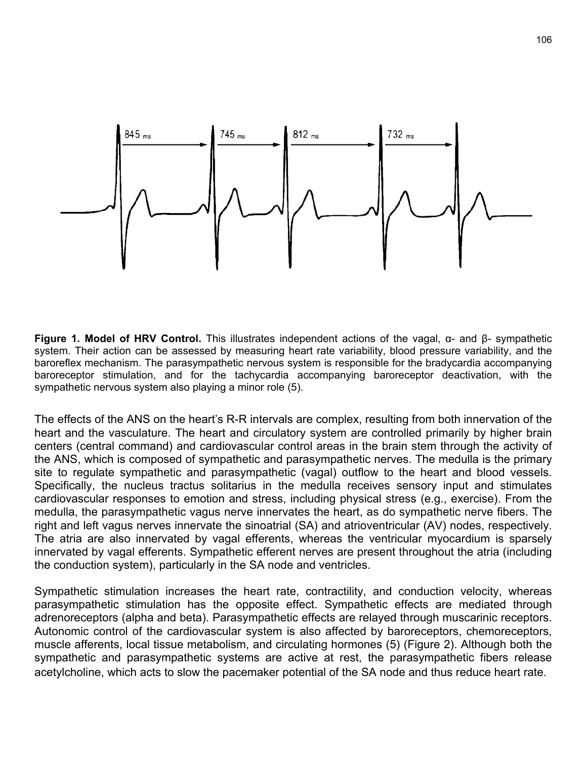**Figure 1. Model of HRV Control.** This illustrates independent actions of the vagal, α- and β- sympathetic system. Their action can be assessed by measuring heart rate variability, blood pressure variability, and the baroreflex mechanism. The parasympathetic nervous system is responsible for the bradycardia accompanying baroreceptor stimulation, and for the tachycardia accompanying baroreceptor deactivation, with the sympathetic nervous system also playing a minor role (5).

The effects of the ANS on the heart's R-R intervals are complex, resulting from both innervation of the heart and the vasculature. The heart and circulatory system are controlled primarily by higher brain centers (central command) and cardiovascular control areas in the brain stem through the activity of the ANS, which is composed of sympathetic and parasympathetic nerves. The medulla is the primary site to regulate sympathetic and parasympathetic (vagal) outflow to the heart and blood vessels. Specifically, the nucleus tractus solitarius in the medulla receives sensory input and stimulates cardiovascular responses to emotion and stress, including physical stress (e.g., exercise). From the medulla, the parasympathetic vagus nerve innervates the heart, as do sympathetic nerve fibers. The right and left vagus nerves innervate the sinoatrial (SA) and atrioventricular (AV) nodes, respectively. The atria are also innervated by vagal efferents, whereas the ventricular myocardium is sparsely innervated by vagal efferents. Sympathetic efferent nerves are present throughout the atria (including the conduction system), particularly in the SA node and ventricles.

Sympathetic stimulation increases the heart rate, contractility, and conduction velocity, whereas parasympathetic stimulation has the opposite effect. Sympathetic effects are mediated through adrenoreceptors (alpha and beta). Parasympathetic effects are relayed through muscarinic receptors. Autonomic control of the cardiovascular system is also affected by baroreceptors, chemoreceptors, muscle afferents, local tissue metabolism, and circulating hormones (5) (Figure 2). Although both the sympathetic and parasympathetic systems are active at rest, the parasympathetic fibers release acetylcholine, which acts to slow the pacemaker potential of the SA node and thus reduce heart rate.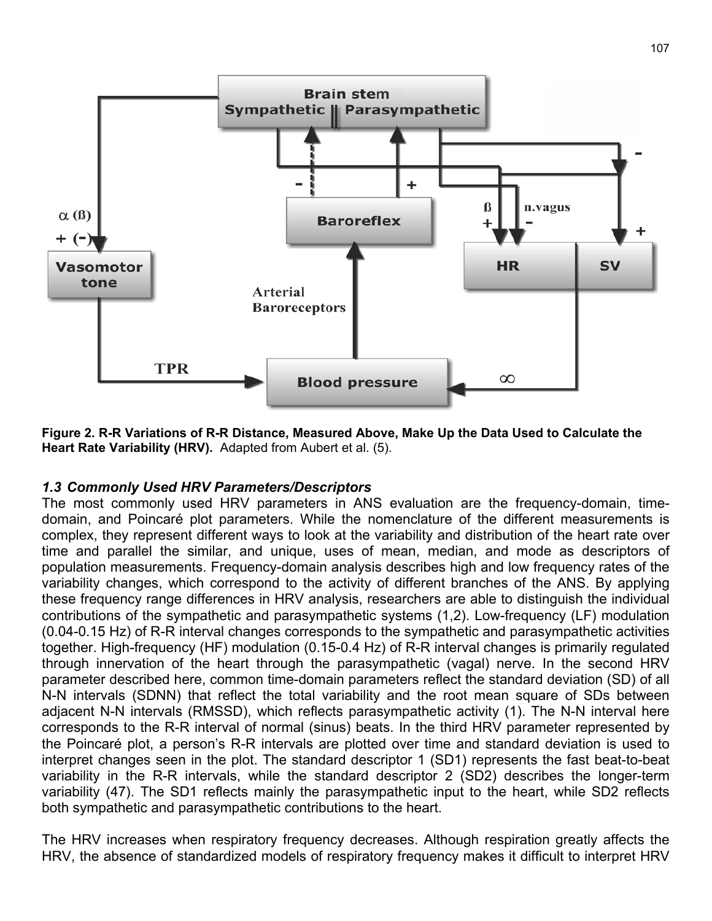Figure 2. R-R Variations of R-R Distance, Measured Above, Make Up the Data Used to Calculate the Heart Rate Variability (HRV). Adapted from Aubert et al. (5).

### *1.3 Commonly Used HRV Parameters/Descriptors*

The most commonly used HRV parameters in ANS evaluation are the frequency-domain, time-domain, and Poincaré plot parameters. While the nomenclature of the different measurements is complex, they represent different ways to look at the variability and distribution of the heart rate over time and parallel the similar, and unique, uses of mean, median, and mode as descriptors of population measurements. Frequency-domain analysis describes high and low frequency rates of the variability changes, which correspond to the activity of different branches of the ANS. By applying these frequency range differences in HRV analysis, researchers are able to distinguish the individual contributions of the sympathetic and parasympathetic systems (1,2). Low-frequency (LF) modulation (0.04-0.15 Hz) of R-R interval changes corresponds to the sympathetic and parasympathetic activities together. High-frequency (HF) modulation (0.15-0.4 Hz) of R-R interval changes is primarily regulated through innervation of the heart through the parasympathetic (vagal) nerve. In the second HRV parameter described here, common time-domain parameters reflect the standard deviation (SD) of all N-N intervals (SDNN) that reflect the total variability and the root mean square of SDs between adjacent N-N intervals (RMSSD), which reflects parasympathetic activity (1). The N-N interval here corresponds to the R-R interval of normal (sinus) beats. In the third HRV parameter represented by the Poincaré plot, a person's R-R intervals are plotted over time and standard deviation is used to interpret changes seen in the plot. The standard descriptor 1 (SD1) represents the fast beat-to-beat variability in the R-R intervals, while the standard descriptor 2 (SD2) describes the longer-term variability (47). The SD1 reflects mainly the parasympathetic input to the heart, while SD2 reflects both sympathetic and parasympathetic contributions to the heart.

The HRV increases when respiratory frequency decreases. Although respiration greatly affects the HRV, the absence of standardized models of respiratory frequency makes it difficult to interpret HRV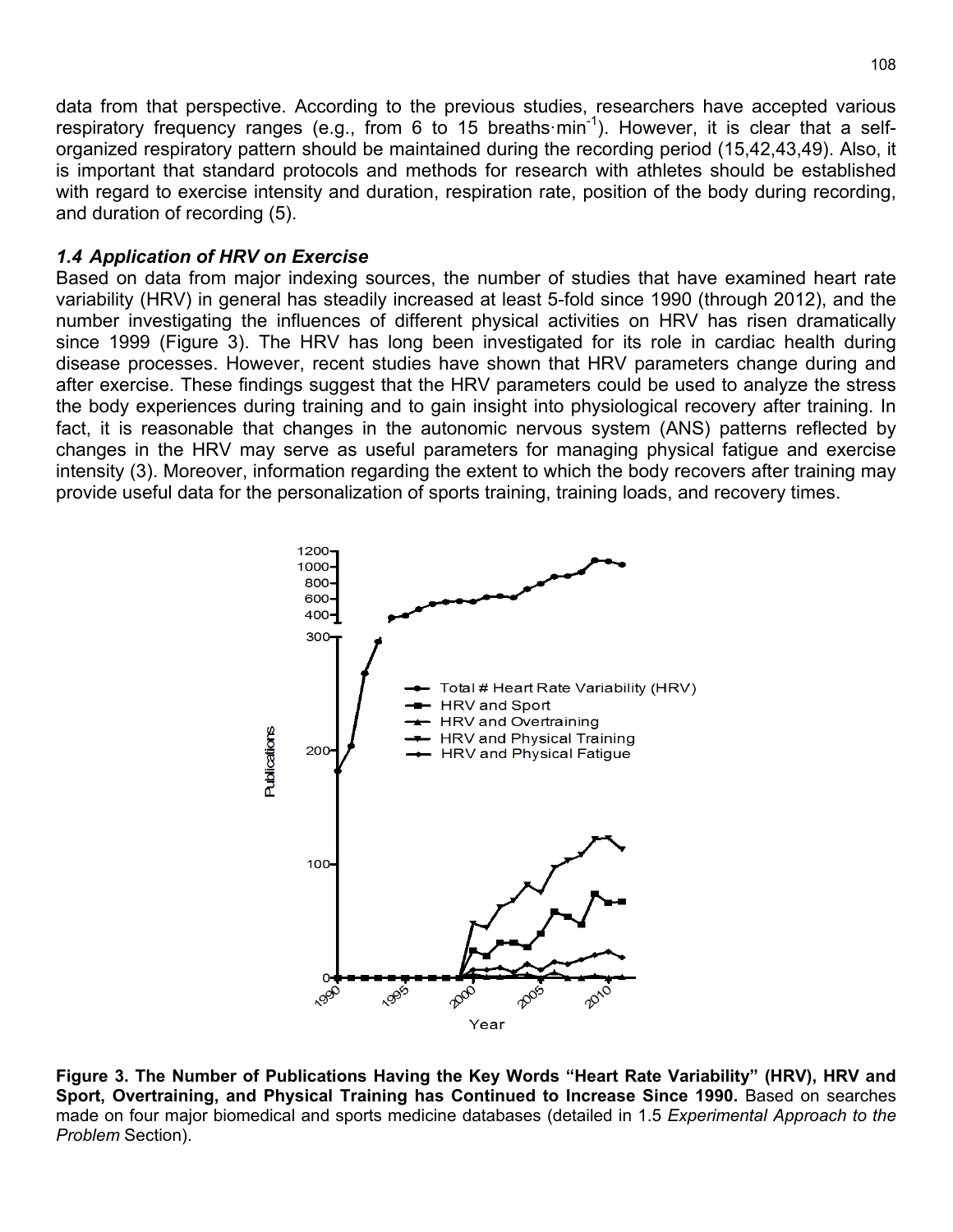data from that perspective. According to the previous studies, researchers have accepted various respiratory frequency ranges (e.g., from 6 to 15 breaths·min$^{-1}$). However, it is clear that a self-organized respiratory pattern should be maintained during the recording period (15,42,43,49). Also, it is important that standard protocols and methods for research with athletes should be established with regard to exercise intensity and duration, respiration rate, position of the body during recording, and duration of recording (5).

### *1.4 Application of HRV on Exercise*

Based on data from major indexing sources, the number of studies that have examined heart rate variability (HRV) in general has steadily increased at least 5-fold since 1990 (through 2012), and the number investigating the influences of different physical activities on HRV has risen dramatically since 1999 (Figure 3). The HRV has long been investigated for its role in cardiac health during disease processes. However, recent studies have shown that HRV parameters change during and after exercise. These findings suggest that the HRV parameters could be used to analyze the stress the body experiences during training and to gain insight into physiological recovery after training. In fact, it is reasonable that changes in the autonomic nervous system (ANS) patterns reflected by changes in the HRV may serve as useful parameters for managing physical fatigue and exercise intensity (3). Moreover, information regarding the extent to which the body recovers after training may provide useful data for the personalization of sports training, training loads, and recovery times.

**Figure 3. The Number of Publications Having the Key Words "Heart Rate Variability" (HRV), HRV and Sport, Overtraining, and Physical Training has Continued to Increase Since 1990.** Based on searches made on four major biomedical and sports medicine databases (detailed in 1.5 *Experimental Approach to the Problem* Section).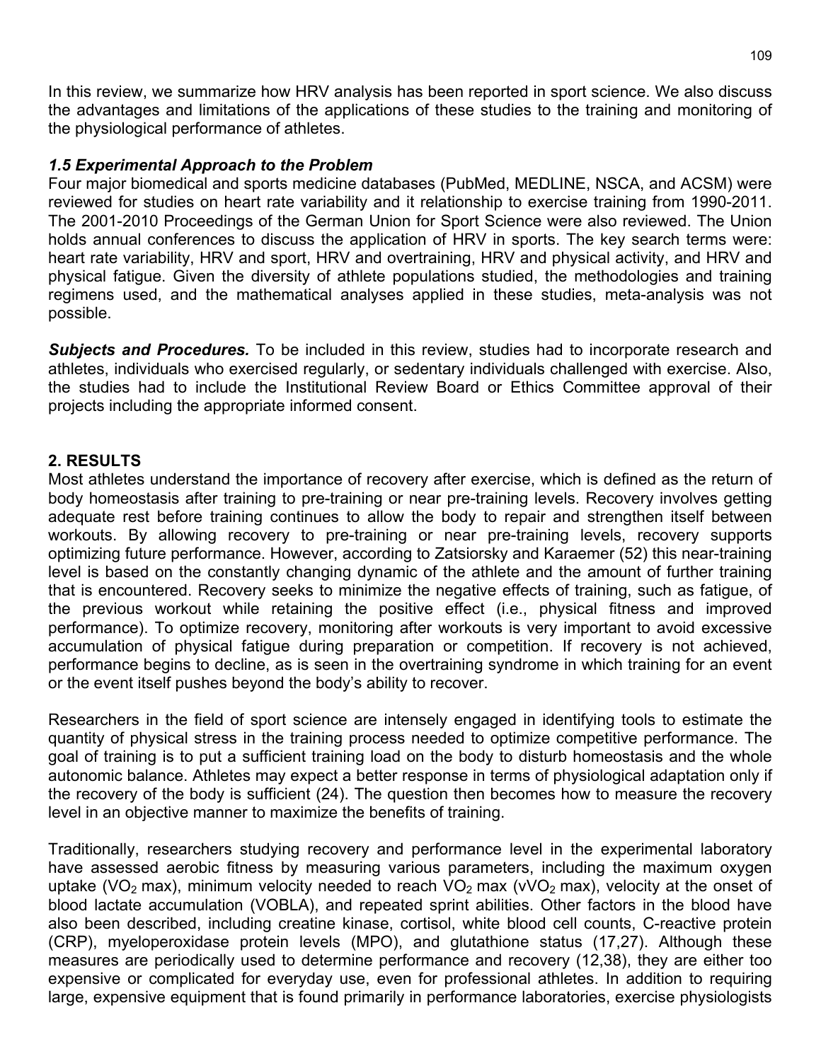In this review, we summarize how HRV analysis has been reported in sport science. We also discuss the advantages and limitations of the applications of these studies to the training and monitoring of the physiological performance of athletes.

### *1.5 Experimental Approach to the Problem*

Four major biomedical and sports medicine databases (PubMed, MEDLINE, NSCA, and ACSM) were reviewed for studies on heart rate variability and it relationship to exercise training from 1990-2011. The 2001-2010 Proceedings of the German Union for Sport Science were also reviewed. The Union holds annual conferences to discuss the application of HRV in sports. The key search terms were: heart rate variability, HRV and sport, HRV and overtraining, HRV and physical activity, and HRV and physical fatigue. Given the diversity of athlete populations studied, the methodologies and training regimens used, and the mathematical analyses applied in these studies, meta-analysis was not possible.

***Subjects and Procedures.*** To be included in this review, studies had to incorporate research and athletes, individuals who exercised regularly, or sedentary individuals challenged with exercise. Also, the studies had to include the Institutional Review Board or Ethics Committee approval of their projects including the appropriate informed consent.

## 2. RESULTS

Most athletes understand the importance of recovery after exercise, which is defined as the return of body homeostasis after training to pre-training or near pre-training levels. Recovery involves getting adequate rest before training continues to allow the body to repair and strengthen itself between workouts. By allowing recovery to pre-training or near pre-training levels, recovery supports optimizing future performance. However, according to Zatsiorsky and Karaemer (52) this near-training level is based on the constantly changing dynamic of the athlete and the amount of further training that is encountered. Recovery seeks to minimize the negative effects of training, such as fatigue, of the previous workout while retaining the positive effect (i.e., physical fitness and improved performance). To optimize recovery, monitoring after workouts is very important to avoid excessive accumulation of physical fatigue during preparation or competition. If recovery is not achieved, performance begins to decline, as is seen in the overtraining syndrome in which training for an event or the event itself pushes beyond the body's ability to recover.

Researchers in the field of sport science are intensely engaged in identifying tools to estimate the quantity of physical stress in the training process needed to optimize competitive performance. The goal of training is to put a sufficient training load on the body to disturb homeostasis and the whole autonomic balance. Athletes may expect a better response in terms of physiological adaptation only if the recovery of the body is sufficient (24). The question then becomes how to measure the recovery level in an objective manner to maximize the benefits of training.

Traditionally, researchers studying recovery and performance level in the experimental laboratory have assessed aerobic fitness by measuring various parameters, including the maximum oxygen uptake ($VO_2$ max), minimum velocity needed to reach $VO_2$ max ($vVO_2$ max), velocity at the onset of blood lactate accumulation (VOBLA), and repeated sprint abilities. Other factors in the blood have also been described, including creatine kinase, cortisol, white blood cell counts, C-reactive protein (CRP), myeloperoxidase protein levels (MPO), and glutathione status (17,27). Although these measures are periodically used to determine performance and recovery (12,38), they are either too expensive or complicated for everyday use, even for professional athletes. In addition to requiring large, expensive equipment that is found primarily in performance laboratories, exercise physiologists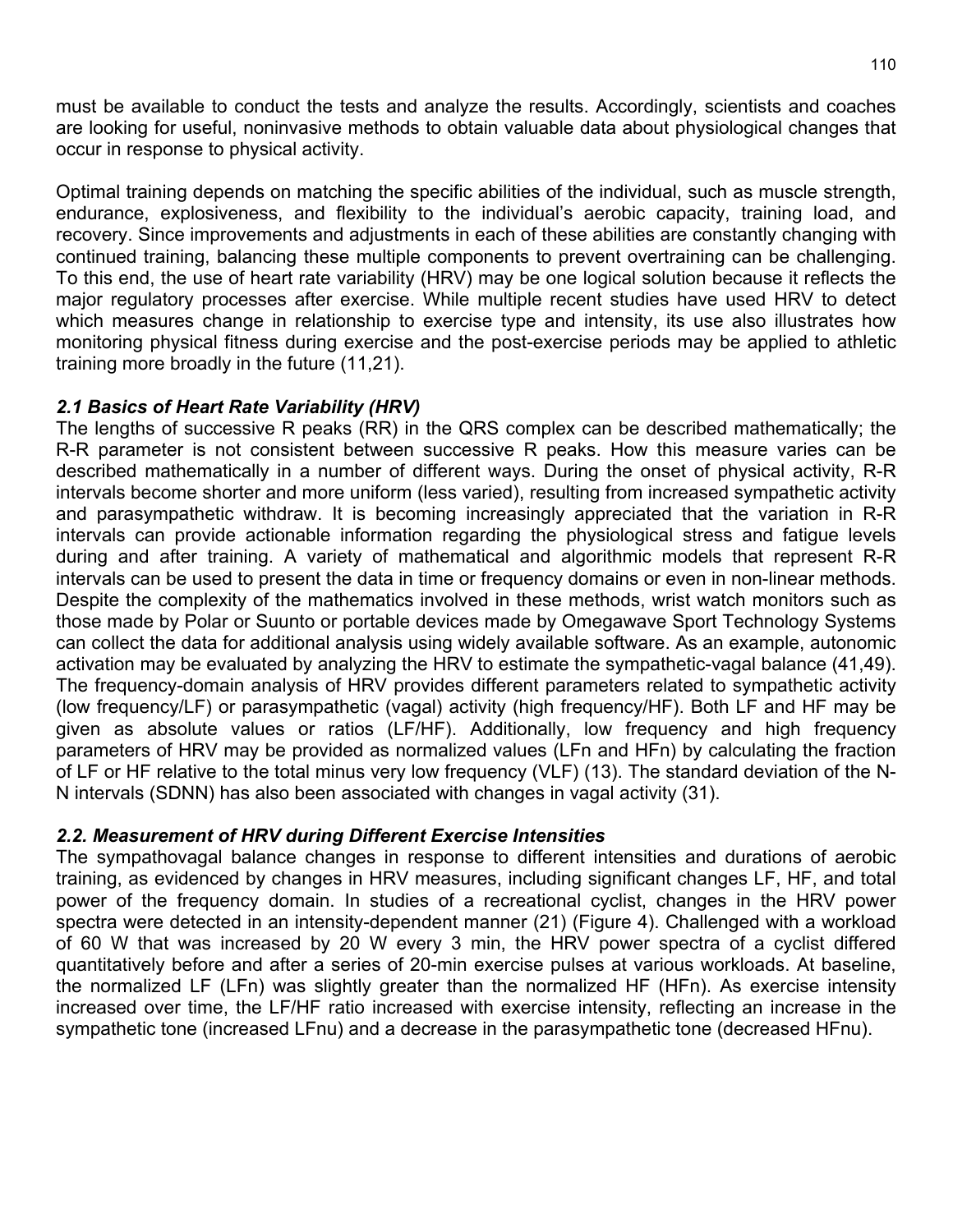must be available to conduct the tests and analyze the results. Accordingly, scientists and coaches are looking for useful, noninvasive methods to obtain valuable data about physiological changes that occur in response to physical activity.

Optimal training depends on matching the specific abilities of the individual, such as muscle strength, endurance, explosiveness, and flexibility to the individual's aerobic capacity, training load, and recovery. Since improvements and adjustments in each of these abilities are constantly changing with continued training, balancing these multiple components to prevent overtraining can be challenging. To this end, the use of heart rate variability (HRV) may be one logical solution because it reflects the major regulatory processes after exercise. While multiple recent studies have used HRV to detect which measures change in relationship to exercise type and intensity, its use also illustrates how monitoring physical fitness during exercise and the post-exercise periods may be applied to athletic training more broadly in the future (11,21).

### *2.1 Basics of Heart Rate Variability (HRV)*

The lengths of successive R peaks (RR) in the QRS complex can be described mathematically; the R-R parameter is not consistent between successive R peaks. How this measure varies can be described mathematically in a number of different ways. During the onset of physical activity, R-R intervals become shorter and more uniform (less varied), resulting from increased sympathetic activity and parasympathetic withdraw. It is becoming increasingly appreciated that the variation in R-R intervals can provide actionable information regarding the physiological stress and fatigue levels during and after training. A variety of mathematical and algorithmic models that represent R-R intervals can be used to present the data in time or frequency domains or even in non-linear methods. Despite the complexity of the mathematics involved in these methods, wrist watch monitors such as those made by Polar or Suunto or portable devices made by Omegawave Sport Technology Systems can collect the data for additional analysis using widely available software. As an example, autonomic activation may be evaluated by analyzing the HRV to estimate the sympathetic-vagal balance (41,49). The frequency-domain analysis of HRV provides different parameters related to sympathetic activity (low frequency/LF) or parasympathetic (vagal) activity (high frequency/HF). Both LF and HF may be given as absolute values or ratios (LF/HF). Additionally, low frequency and high frequency parameters of HRV may be provided as normalized values (LFn and HFn) by calculating the fraction of LF or HF relative to the total minus very low frequency (VLF) (13). The standard deviation of the N-N intervals (SDNN) has also been associated with changes in vagal activity (31).

### *2.2. Measurement of HRV during Different Exercise Intensities*

The sympathovagal balance changes in response to different intensities and durations of aerobic training, as evidenced by changes in HRV measures, including significant changes LF, HF, and total power of the frequency domain. In studies of a recreational cyclist, changes in the HRV power spectra were detected in an intensity-dependent manner (21) (Figure 4). Challenged with a workload of 60 W that was increased by 20 W every 3 min, the HRV power spectra of a cyclist differed quantitatively before and after a series of 20-min exercise pulses at various workloads. At baseline, the normalized LF (LFn) was slightly greater than the normalized HF (HFn). As exercise intensity increased over time, the LF/HF ratio increased with exercise intensity, reflecting an increase in the sympathetic tone (increased LFnu) and a decrease in the parasympathetic tone (decreased HFnu).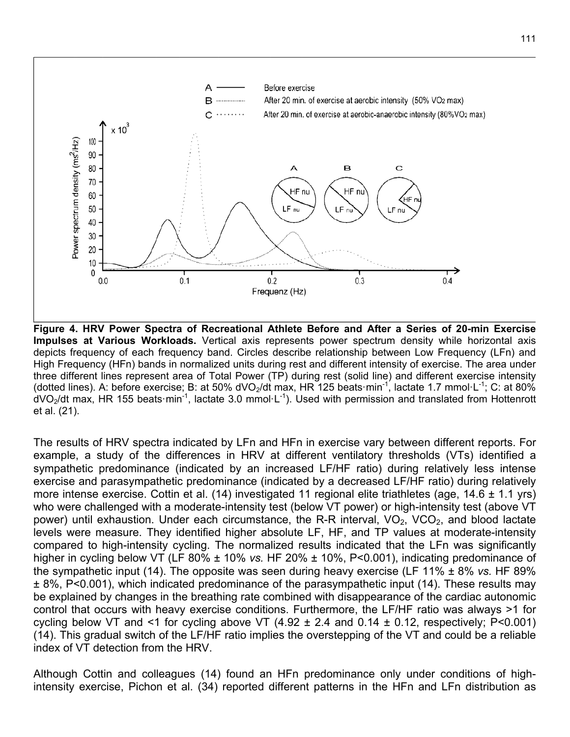**Figure 4. HRV Power Spectra of Recreational Athlete Before and After a Series of 20-min Exercise Impulses at Various Workloads.** Vertical axis represents power spectrum density while horizontal axis depicts frequency of each frequency band. Circles describe relationship between Low Frequency (LFn) and High Frequency (HFn) bands in normalized units during rest and different intensity of exercise. The area under three different lines represent area of Total Power (TP) during rest (solid line) and different exercise intensity (dotted lines). A: before exercise; B: at 50% $dVO_2/dt$ max, HR 125 beats·min$^{-1}$, lactate 1.7 mmol·L$^{-1}$; C: at 80% $dVO_2/dt$ max, HR 155 beats·min$^{-1}$, lactate 3.0 mmol·L$^{-1}$). Used with permission and translated from Hottenrott et al. (21).

The results of HRV spectra indicated by LFn and HFn in exercise vary between different reports. For example, a study of the differences in HRV at different ventilatory thresholds (VTs) identified a sympathetic predominance (indicated by an increased LF/HF ratio) during relatively less intense exercise and parasympathetic predominance (indicated by a decreased LF/HF ratio) during relatively more intense exercise. Cottin et al. (14) investigated 11 regional elite triathletes (age, 14.6 ± 1.1 yrs) who were challenged with a moderate-intensity test (below VT power) or high-intensity test (above VT power) until exhaustion. Under each circumstance, the R-R interval, $VO_2$, $VCO_2$, and blood lactate levels were measure. They identified higher absolute LF, HF, and TP values at moderate-intensity compared to high-intensity cycling. The normalized results indicated that the LFn was significantly higher in cycling below VT (LF 80% ± 10% *vs.* HF 20% ± 10%, $P<0.001$), indicating predominance of the sympathetic input (14). The opposite was seen during heavy exercise (LF 11% ± 8% *vs.* HF 89% ± 8%, $P<0.001$), which indicated predominance of the parasympathetic input (14). These results may be explained by changes in the breathing rate combined with disappearance of the cardiac autonomic control that occurs with heavy exercise conditions. Furthermore, the LF/HF ratio was always >1 for cycling below VT and <1 for cycling above VT (4.92 ± 2.4 and 0.14 ± 0.12, respectively; $P<0.001$) (14). This gradual switch of the LF/HF ratio implies the overstepping of the VT and could be a reliable index of VT detection from the HRV.

Although Cottin and colleagues (14) found an HFn predominance only under conditions of high-intensity exercise, Pichon et al. (34) reported different patterns in the HFn and LFn distribution as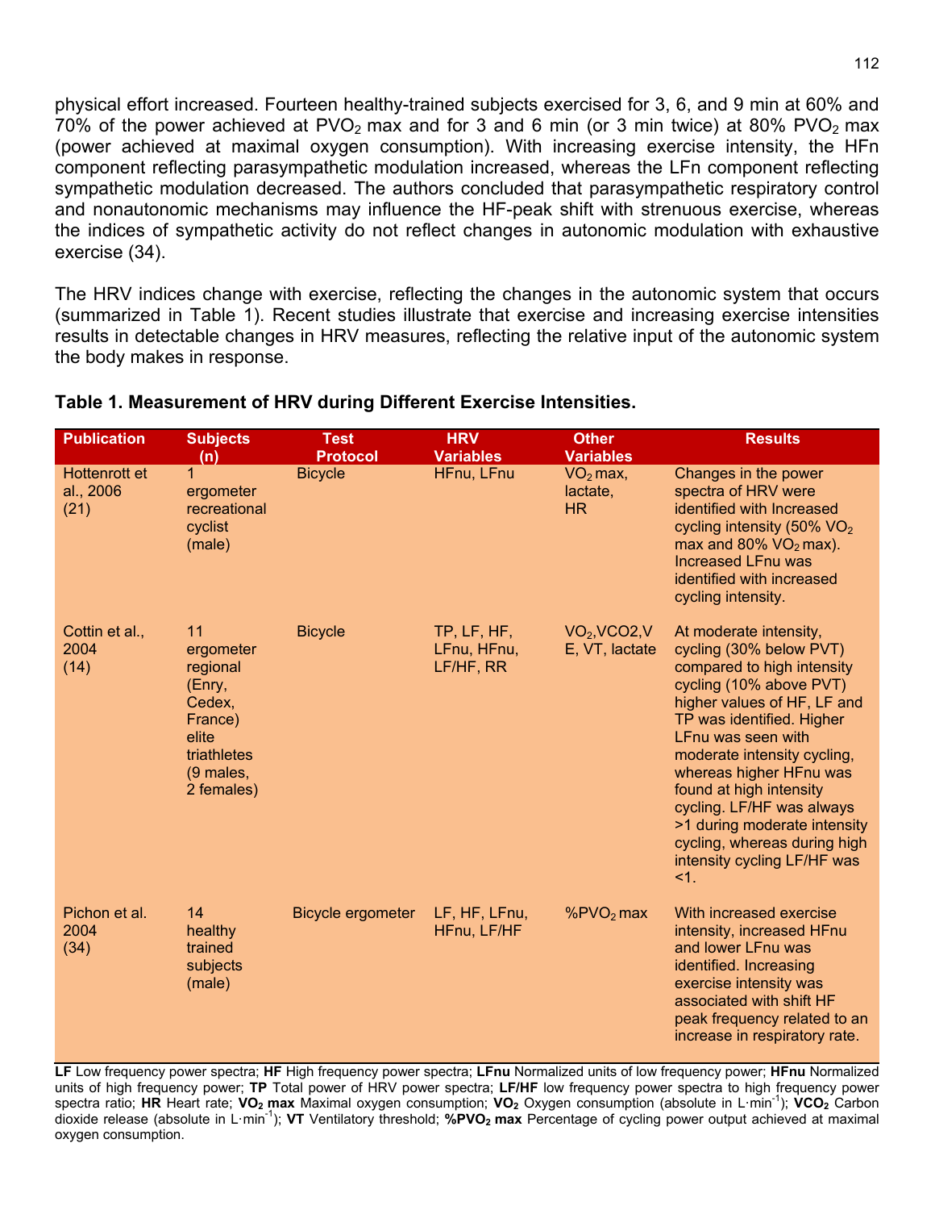physical effort increased. Fourteen healthy-trained subjects exercised for 3, 6, and 9 min at 60% and 70% of the power achieved at $PVO_2$ max and for 3 and 6 min (or 3 min twice) at 80% $PVO_2$ max (power achieved at maximal oxygen consumption). With increasing exercise intensity, the HFn component reflecting parasympathetic modulation increased, whereas the LFn component reflecting sympathetic modulation decreased. The authors concluded that parasympathetic respiratory control and nonautonomic mechanisms may influence the HF-peak shift with strenuous exercise, whereas the indices of sympathetic activity do not reflect changes in autonomic modulation with exhaustive exercise (34).

The HRV indices change with exercise, reflecting the changes in the autonomic system that occurs (summarized in Table 1). Recent studies illustrate that exercise and increasing exercise intensities results in detectable changes in HRV measures, reflecting the relative input of the autonomic system the body makes in response.

**Table 1. Measurement of HRV during Different Exercise Intensities.**

| Publication | Subjects (n) | Test Protocol | HRV Variables | Other Variables | Results |
|---|---|---|---|---|---|
| Hottenrott et al., 2006 (21) | 1 ergometer recreational cyclist (male) | Bicycle | HFnu, LFnu | $VO_2$ max, lactate, HR | Changes in the power spectra of HRV were identified with Increased cycling intensity (50% $VO_2$ max and 80% $VO_2$ max). Increased LFnu was identified with increased cycling intensity. |
| Cottin et al., 2004 (14) | 11 ergometer regional (Enry, Cedex, France) elite triathletes (9 males, 2 females) | Bicycle | TP, LF, HF, LFnu, HFnu, LF/HF, RR | $VO_2$,VCO2,VE, VT, lactate | At moderate intensity, cycling (30% below PVT) compared to high intensity cycling (10% above PVT) higher values of HF, LF and TP was identified. Higher LFnu was seen with moderate intensity cycling, whereas higher HFnu was found at high intensity cycling. LF/HF was always >1 during moderate intensity cycling, whereas during high intensity cycling LF/HF was <1. |
| Pichon et al. 2004 (34) | 14 healthy trained subjects (male) | Bicycle ergometer | LF, HF, LFnu, HFnu, LF/HF | $\%PVO_2$ max | With increased exercise intensity, increased HFnu and lower LFnu was identified. Increasing exercise intensity was associated with shift HF peak frequency related to an increase in respiratory rate. |

**LF** Low frequency power spectra; **HF** High frequency power spectra; **LFnu** Normalized units of low frequency power; **HFnu** Normalized units of high frequency power; **TP** Total power of HRV power spectra; **LF/HF** low frequency power spectra to high frequency power spectra ratio; **HR** Heart rate; **$VO_2$ max** Maximal oxygen consumption; **$VO_2$** Oxygen consumption (absolute in $L \cdot min^{-1}$); **$VCO_2$** Carbon dioxide release (absolute in $L \cdot min^{-1}$); **VT** Ventilatory threshold; **$\%PVO_2$ max** Percentage of cycling power output achieved at maximal oxygen consumption.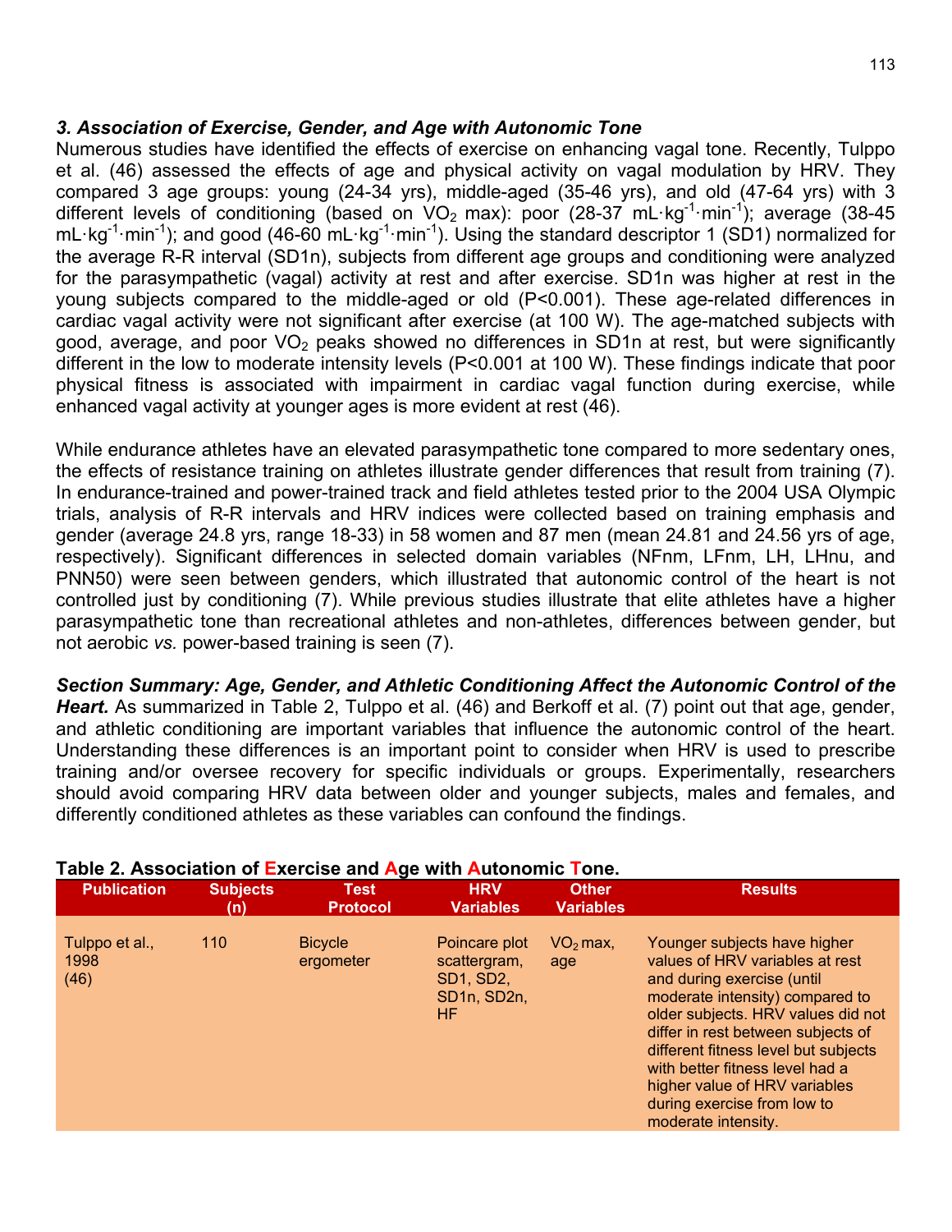### *3. Association of Exercise, Gender, and Age with Autonomic Tone*

Numerous studies have identified the effects of exercise on enhancing vagal tone. Recently, Tulppo et al. (46) assessed the effects of age and physical activity on vagal modulation by HRV. They compared 3 age groups: young (24-34 yrs), middle-aged (35-46 yrs), and old (47-64 yrs) with 3 different levels of conditioning (based on $VO_2$ max): poor (28-37 $mL \cdot kg^{-1} \cdot min^{-1}$); average (38-45 $mL \cdot kg^{-1} \cdot min^{-1}$); and good (46-60 $mL \cdot kg^{-1} \cdot min^{-1}$). Using the standard descriptor 1 (SD1) normalized for the average R-R interval (SD1n), subjects from different age groups and conditioning were analyzed for the parasympathetic (vagal) activity at rest and after exercise. SD1n was higher at rest in the young subjects compared to the middle-aged or old ($P<0.001$). These age-related differences in cardiac vagal activity were not significant after exercise (at 100 W). The age-matched subjects with good, average, and poor $VO_2$ peaks showed no differences in SD1n at rest, but were significantly different in the low to moderate intensity levels ($P<0.001$ at 100 W). These findings indicate that poor physical fitness is associated with impairment in cardiac vagal function during exercise, while enhanced vagal activity at younger ages is more evident at rest (46).

While endurance athletes have an elevated parasympathetic tone compared to more sedentary ones, the effects of resistance training on athletes illustrate gender differences that result from training (7). In endurance-trained and power-trained track and field athletes tested prior to the 2004 USA Olympic trials, analysis of R-R intervals and HRV indices were collected based on training emphasis and gender (average 24.8 yrs, range 18-33) in 58 women and 87 men (mean 24.81 and 24.56 yrs of age, respectively). Significant differences in selected domain variables (NFnm, LFnm, LH, LHnu, and PNN50) were seen between genders, which illustrated that autonomic control of the heart is not controlled just by conditioning (7). While previous studies illustrate that elite athletes have a higher parasympathetic tone than recreational athletes and non-athletes, differences between gender, but not aerobic *vs.* power-based training is seen (7).

***Section Summary: Age, Gender, and Athletic Conditioning Affect the Autonomic Control of the Heart.*** As summarized in Table 2, Tulppo et al. (46) and Berkoff et al. (7) point out that age, gender, and athletic conditioning are important variables that influence the autonomic control of the heart. Understanding these differences is an important point to consider when HRV is used to prescribe training and/or oversee recovery for specific individuals or groups. Experimentally, researchers should avoid comparing HRV data between older and younger subjects, males and females, and differently conditioned athletes as these variables can confound the findings.

**Table 2. Association of Exercise and Age with Autonomic Tone.**

| Publication | Subjects (n) | Test Protocol | HRV Variables | Other Variables | Results |
|---|---|---|---|---|---|
| Tulppo et al., 1998 (46) | 110 | Bicycle ergometer | Poincare plot scattergram, SD1, SD2, SD1n, SD2n, HF | $VO_2$ max, age | Younger subjects have higher values of HRV variables at rest and during exercise (until moderate intensity) compared to older subjects. HRV values did not differ in rest between subjects of different fitness level but subjects with better fitness level had a higher value of HRV variables during exercise from low to moderate intensity. |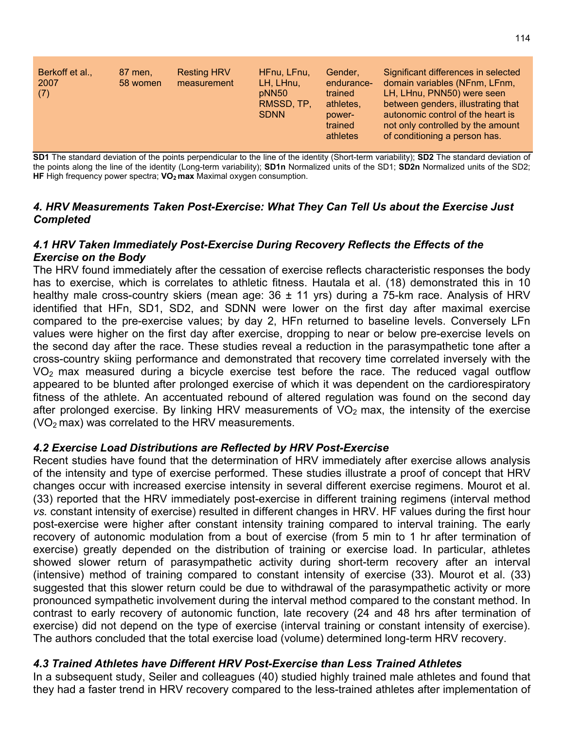| Berkoff et al., 2007 (7) | 87 men, 58 women | Resting HRV measurement | HFnu, LFnu, LH, LHnu, pNN50 RMSSD, TP, SDNN | Gender, endurance-trained athletes, power-trained athletes | Significant differences in selected domain variables (NFnm, LFnm, LH, LHnu, PNN50) were seen between genders, illustrating that autonomic control of the heart is not only controlled by the amount of conditioning a person has. |
|---|---|---|---|---|---|

**SD1** The standard deviation of the points perpendicular to the line of the identity (Short-term variability); **SD2** The standard deviation of the points along the line of the identity (Long-term variability); **SD1n** Normalized units of the SD1; **SD2n** Normalized units of the SD2; **HF** High frequency power spectra; **$VO_2$ max** Maximal oxygen consumption.

### *4. HRV Measurements Taken Post-Exercise: What They Can Tell Us about the Exercise Just Completed*

#### *4.1 HRV Taken Immediately Post-Exercise During Recovery Reflects the Effects of the Exercise on the Body*

The HRV found immediately after the cessation of exercise reflects characteristic responses the body has to exercise, which is correlates to athletic fitness. Hautala et al. (18) demonstrated this in 10 healthy male cross-country skiers (mean age: 36 ± 11 yrs) during a 75-km race. Analysis of HRV identified that HFn, SD1, SD2, and SDNN were lower on the first day after maximal exercise compared to the pre-exercise values; by day 2, HFn returned to baseline levels. Conversely LFn values were higher on the first day after exercise, dropping to near or below pre-exercise levels on the second day after the race. These studies reveal a reduction in the parasympathetic tone after a cross-country skiing performance and demonstrated that recovery time correlated inversely with the $VO_2$ max measured during a bicycle exercise test before the race. The reduced vagal outflow appeared to be blunted after prolonged exercise of which it was dependent on the cardiorespiratory fitness of the athlete. An accentuated rebound of altered regulation was found on the second day after prolonged exercise. By linking HRV measurements of $VO_2$ max, the intensity of the exercise ($VO_2$ max) was correlated to the HRV measurements.

#### *4.2 Exercise Load Distributions are Reflected by HRV Post-Exercise*

Recent studies have found that the determination of HRV immediately after exercise allows analysis of the intensity and type of exercise performed. These studies illustrate a proof of concept that HRV changes occur with increased exercise intensity in several different exercise regimens. Mourot et al. (33) reported that the HRV immediately post-exercise in different training regimens (interval method *vs.* constant intensity of exercise) resulted in different changes in HRV. HF values during the first hour post-exercise were higher after constant intensity training compared to interval training. The early recovery of autonomic modulation from a bout of exercise (from 5 min to 1 hr after termination of exercise) greatly depended on the distribution of training or exercise load. In particular, athletes showed slower return of parasympathetic activity during short-term recovery after an interval (intensive) method of training compared to constant intensity of exercise (33). Mourot et al. (33) suggested that this slower return could be due to withdrawal of the parasympathetic activity or more pronounced sympathetic involvement during the interval method compared to the constant method. In contrast to early recovery of autonomic function, late recovery (24 and 48 hrs after termination of exercise) did not depend on the type of exercise (interval training or constant intensity of exercise). The authors concluded that the total exercise load (volume) determined long-term HRV recovery.

#### *4.3 Trained Athletes have Different HRV Post-Exercise than Less Trained Athletes*

In a subsequent study, Seiler and colleagues (40) studied highly trained male athletes and found that they had a faster trend in HRV recovery compared to the less-trained athletes after implementation of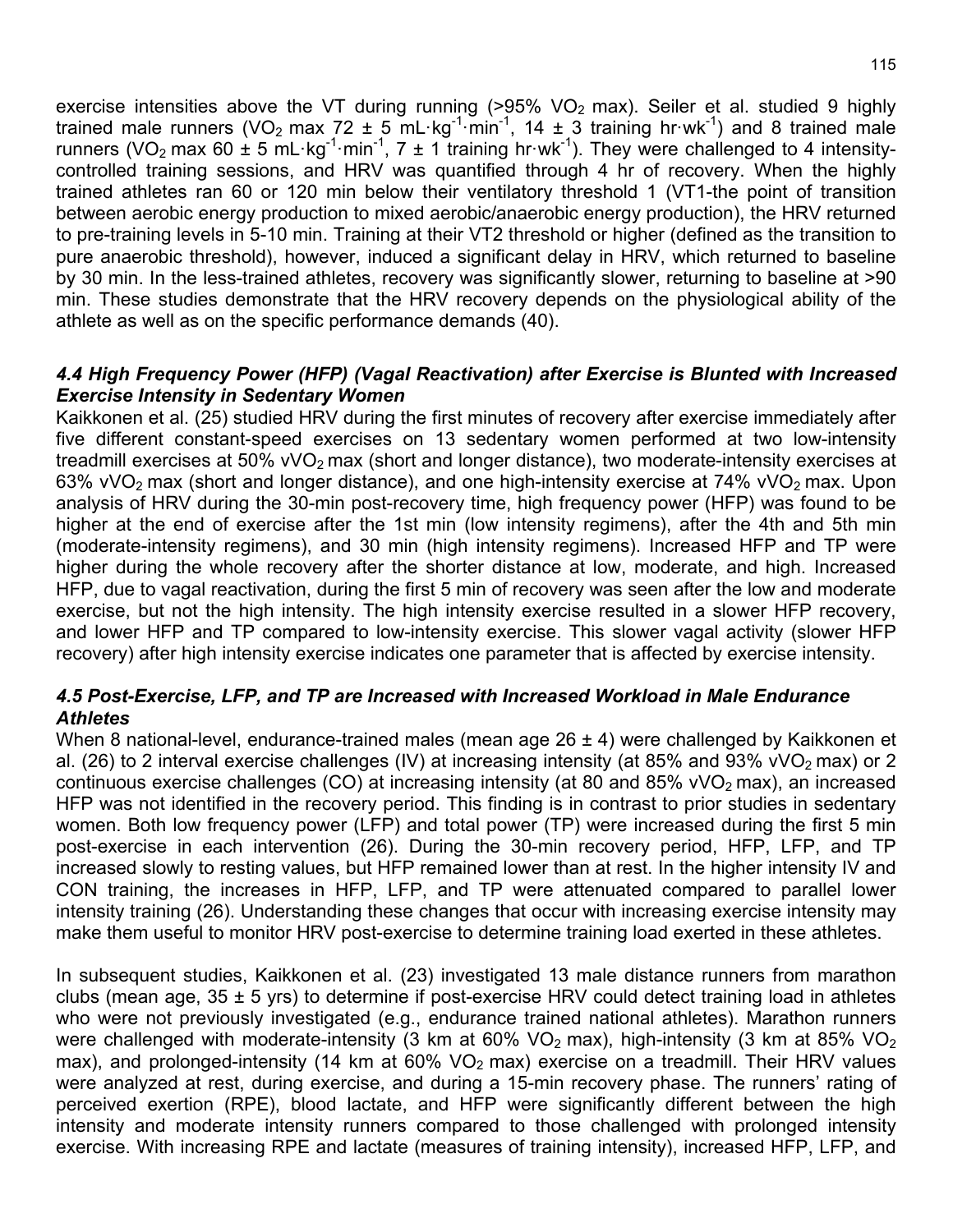exercise intensities above the VT during running (>95% $VO_2$ max). Seiler et al. studied 9 highly trained male runners ($VO_2$ max 72 ± 5 $mL \cdot kg^{-1} \cdot min^{-1}$, 14 ± 3 training $hr \cdot wk^{-1}$) and 8 trained male runners ($VO_2$ max 60 ± 5 $mL \cdot kg^{-1} \cdot min^{-1}$, 7 ± 1 training $hr \cdot wk^{-1}$). They were challenged to 4 intensity-controlled training sessions, and HRV was quantified through 4 hr of recovery. When the highly trained athletes ran 60 or 120 min below their ventilatory threshold 1 (VT1-the point of transition between aerobic energy production to mixed aerobic/anaerobic energy production), the HRV returned to pre-training levels in 5-10 min. Training at their VT2 threshold or higher (defined as the transition to pure anaerobic threshold), however, induced a significant delay in HRV, which returned to baseline by 30 min. In the less-trained athletes, recovery was significantly slower, returning to baseline at >90 min. These studies demonstrate that the HRV recovery depends on the physiological ability of the athlete as well as on the specific performance demands (40).

### *4.4 High Frequency Power (HFP) (Vagal Reactivation) after Exercise is Blunted with Increased Exercise Intensity in Sedentary Women*

Kaikkonen et al. (25) studied HRV during the first minutes of recovery after exercise immediately after five different constant-speed exercises on 13 sedentary women performed at two low-intensity treadmill exercises at 50% $vVO_2$ max (short and longer distance), two moderate-intensity exercises at 63% $vVO_2$ max (short and longer distance), and one high-intensity exercise at 74% $vVO_2$ max. Upon analysis of HRV during the 30-min post-recovery time, high frequency power (HFP) was found to be higher at the end of exercise after the 1st min (low intensity regimens), after the 4th and 5th min (moderate-intensity regimens), and 30 min (high intensity regimens). Increased HFP and TP were higher during the whole recovery after the shorter distance at low, moderate, and high. Increased HFP, due to vagal reactivation, during the first 5 min of recovery was seen after the low and moderate exercise, but not the high intensity. The high intensity exercise resulted in a slower HFP recovery, and lower HFP and TP compared to low-intensity exercise. This slower vagal activity (slower HFP recovery) after high intensity exercise indicates one parameter that is affected by exercise intensity.

### *4.5 Post-Exercise, LFP, and TP are Increased with Increased Workload in Male Endurance Athletes*

When 8 national-level, endurance-trained males (mean age 26 ± 4) were challenged by Kaikkonen et al. (26) to 2 interval exercise challenges (IV) at increasing intensity (at 85% and 93% $vVO_2$ max) or 2 continuous exercise challenges (CO) at increasing intensity (at 80 and 85% $vVO_2$ max), an increased HFP was not identified in the recovery period. This finding is in contrast to prior studies in sedentary women. Both low frequency power (LFP) and total power (TP) were increased during the first 5 min post-exercise in each intervention (26). During the 30-min recovery period, HFP, LFP, and TP increased slowly to resting values, but HFP remained lower than at rest. In the higher intensity IV and CON training, the increases in HFP, LFP, and TP were attenuated compared to parallel lower intensity training (26). Understanding these changes that occur with increasing exercise intensity may make them useful to monitor HRV post-exercise to determine training load exerted in these athletes.

In subsequent studies, Kaikkonen et al. (23) investigated 13 male distance runners from marathon clubs (mean age, 35 ± 5 yrs) to determine if post-exercise HRV could detect training load in athletes who were not previously investigated (e.g., endurance trained national athletes). Marathon runners were challenged with moderate-intensity (3 km at 60% $VO_2$ max), high-intensity (3 km at 85% $VO_2$ max), and prolonged-intensity (14 km at 60% $VO_2$ max) exercise on a treadmill. Their HRV values were analyzed at rest, during exercise, and during a 15-min recovery phase. The runners' rating of perceived exertion (RPE), blood lactate, and HFP were significantly different between the high intensity and moderate intensity runners compared to those challenged with prolonged intensity exercise. With increasing RPE and lactate (measures of training intensity), increased HFP, LFP, and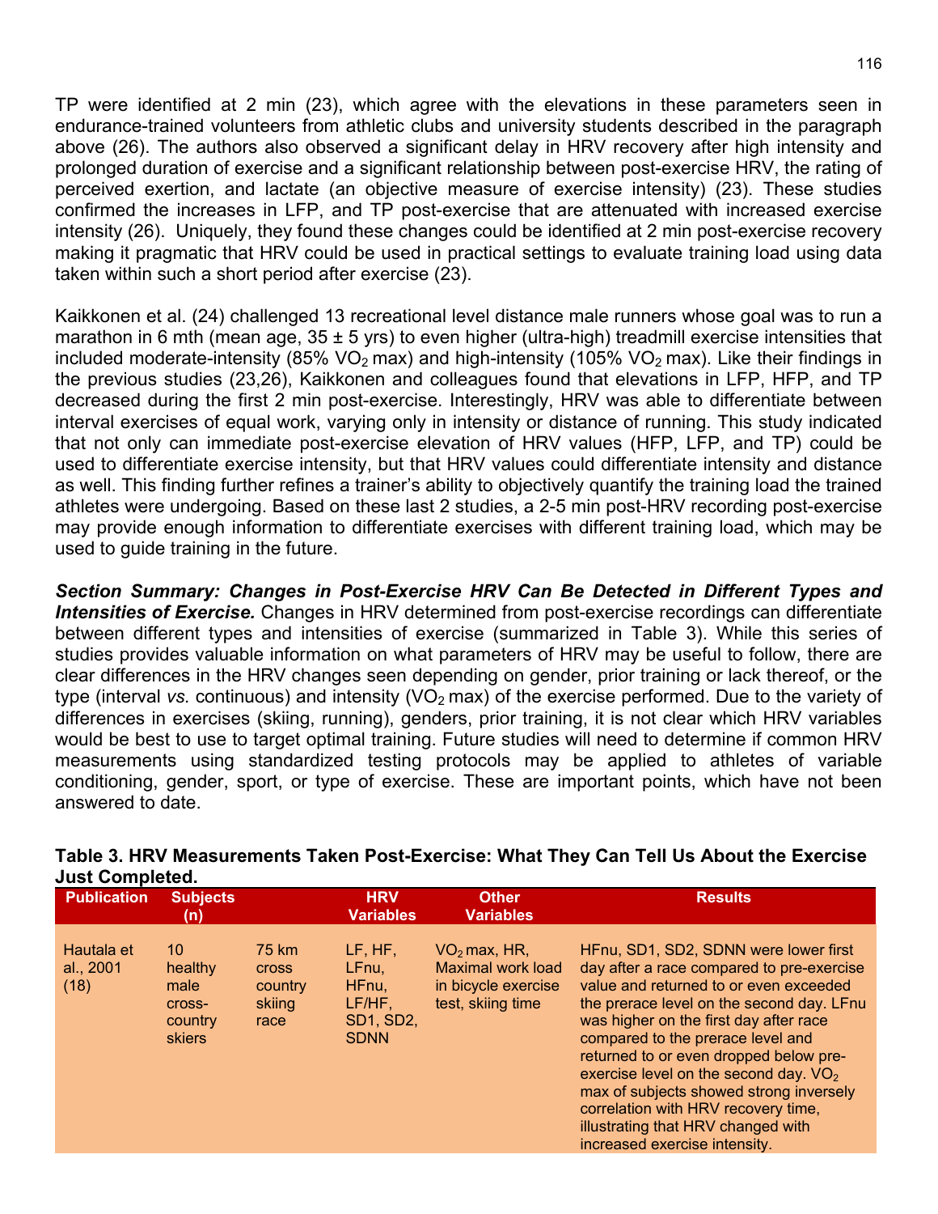TP were identified at 2 min (23), which agree with the elevations in these parameters seen in endurance-trained volunteers from athletic clubs and university students described in the paragraph above (26). The authors also observed a significant delay in HRV recovery after high intensity and prolonged duration of exercise and a significant relationship between post-exercise HRV, the rating of perceived exertion, and lactate (an objective measure of exercise intensity) (23). These studies confirmed the increases in LFP, and TP post-exercise that are attenuated with increased exercise intensity (26). Uniquely, they found these changes could be identified at 2 min post-exercise recovery making it pragmatic that HRV could be used in practical settings to evaluate training load using data taken within such a short period after exercise (23).

Kaikkonen et al. (24) challenged 13 recreational level distance male runners whose goal was to run a marathon in 6 mth (mean age, 35 ± 5 yrs) to even higher (ultra-high) treadmill exercise intensities that included moderate-intensity (85% $VO_2$ max) and high-intensity (105% $VO_2$ max). Like their findings in the previous studies (23,26), Kaikkonen and colleagues found that elevations in LFP, HFP, and TP decreased during the first 2 min post-exercise. Interestingly, HRV was able to differentiate between interval exercises of equal work, varying only in intensity or distance of running. This study indicated that not only can immediate post-exercise elevation of HRV values (HFP, LFP, and TP) could be used to differentiate exercise intensity, but that HRV values could differentiate intensity and distance as well. This finding further refines a trainer's ability to objectively quantify the training load the trained athletes were undergoing. Based on these last 2 studies, a 2-5 min post-HRV recording post-exercise may provide enough information to differentiate exercises with different training load, which may be used to guide training in the future.

***Section Summary: Changes in Post-Exercise HRV Can Be Detected in Different Types and Intensities of Exercise.*** Changes in HRV determined from post-exercise recordings can differentiate between different types and intensities of exercise (summarized in Table 3). While this series of studies provides valuable information on what parameters of HRV may be useful to follow, there are clear differences in the HRV changes seen depending on gender, prior training or lack thereof, or the type (interval *vs.* continuous) and intensity ($VO_2$ max) of the exercise performed. Due to the variety of differences in exercises (skiing, running), genders, prior training, it is not clear which HRV variables would be best to use to target optimal training. Future studies will need to determine if common HRV measurements using standardized testing protocols may be applied to athletes of variable conditioning, gender, sport, or type of exercise. These are important points, which have not been answered to date.

**Table 3. HRV Measurements Taken Post-Exercise: What They Can Tell Us About the Exercise Just Completed.**

| Publication | Subjects (n) | | HRV Variables | Other Variables | Results |
|---|---|---|---|---|---|
| Hautala et al., 2001 (18) | 10 healthy male cross-country skiers | 75 km cross country skiing race | LF, HF, LFnu, HFnu, LF/HF, SD1, SD2, SDNN | $VO_2$ max, HR, Maximal work load in bicycle exercise test, skiing time | HFnu, SD1, SD2, SDNN were lower first day after a race compared to pre-exercise value and returned to or even exceeded the prerace level on the second day. LFnu was higher on the first day after race compared to the prerace level and returned to or even dropped below pre-exercise level on the second day. $VO_2$ max of subjects showed strong inversely correlation with HRV recovery time, illustrating that HRV changed with increased exercise intensity. |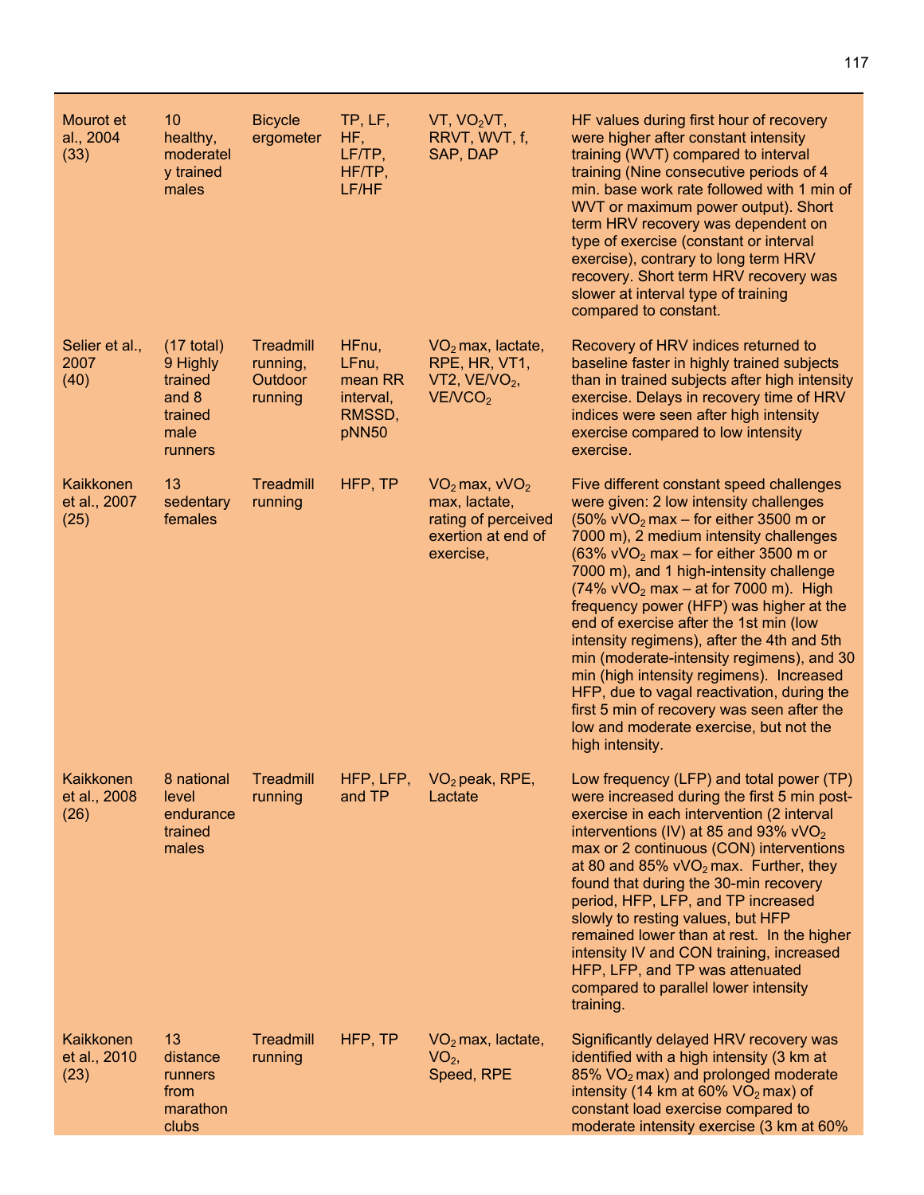| | | | | | |
|---|---|---|---|---|---|
| Mourot et al., 2004 (33) | 10 healthy, moderately trained males | Bicycle ergometer | TP, LF, HF, LF/TP, HF/TP, LF/HF | VT, $VO_2$VT, RRVT, WVT, f, SAP, DAP | HF values during first hour of recovery were higher after constant intensity training (WVT) compared to interval training (Nine consecutive periods of 4 min. base work rate followed with 1 min of WVT or maximum power output). Short term HRV recovery was dependent on type of exercise (constant or interval exercise), contrary to long term HRV recovery. Short term HRV recovery was slower at interval type of training compared to constant. |
| Selier et al., 2007 (40) | (17 total) 9 Highly trained and 8 trained male runners | Treadmill running, Outdoor running | HFnu, LFnu, mean RR interval, RMSSD, pNN50 | $VO_2$ max, lactate, RPE, HR, VT1, VT2, $VE/VO_2$, $VE/VCO_2$ | Recovery of HRV indices returned to baseline faster in highly trained subjects than in trained subjects after high intensity exercise. Delays in recovery time of HRV indices were seen after high intensity exercise compared to low intensity exercise. |
| Kaikkonen et al., 2007 (25) | 13 sedentary females | Treadmill running | HFP, TP | $VO_2$ max, $vVO_2$ max, lactate, rating of perceived exertion at end of exercise, | Five different constant speed challenges were given: 2 low intensity challenges (50% $vVO_2$ max – for either 3500 m or 7000 m), 2 medium intensity challenges (63% $vVO_2$ max – for either 3500 m or 7000 m), and 1 high-intensity challenge (74% $vVO_2$ max – at for 7000 m). High frequency power (HFP) was higher at the end of exercise after the 1st min (low intensity regimens), after the 4th and 5th min (moderate-intensity regimens), and 30 min (high intensity regimens). Increased HFP, due to vagal reactivation, during the first 5 min of recovery was seen after the low and moderate exercise, but not the high intensity. |
| Kaikkonen et al., 2008 (26) | 8 national level endurance trained males | Treadmill running | HFP, LFP, and TP | $VO_2$ peak, RPE, Lactate | Low frequency (LFP) and total power (TP) were increased during the first 5 min post-exercise in each intervention (2 interval interventions (IV) at 85 and 93% $vVO_2$ max or 2 continuous (CON) interventions at 80 and 85% $vVO_2$ max. Further, they found that during the 30-min recovery period, HFP, LFP, and TP increased slowly to resting values, but HFP remained lower than at rest. In the higher intensity IV and CON training, increased HFP, LFP, and TP was attenuated compared to parallel lower intensity training. |
| Kaikkonen et al., 2010 (23) | 13 distance runners from marathon clubs | Treadmill running | HFP, TP | $VO_2$ max, lactate, $VO_2$, Speed, RPE | Significantly delayed HRV recovery was identified with a high intensity (3 km at 85% $VO_2$ max) and prolonged moderate intensity (14 km at 60% $VO_2$ max) of constant load exercise compared to moderate intensity exercise (3 km at 60% |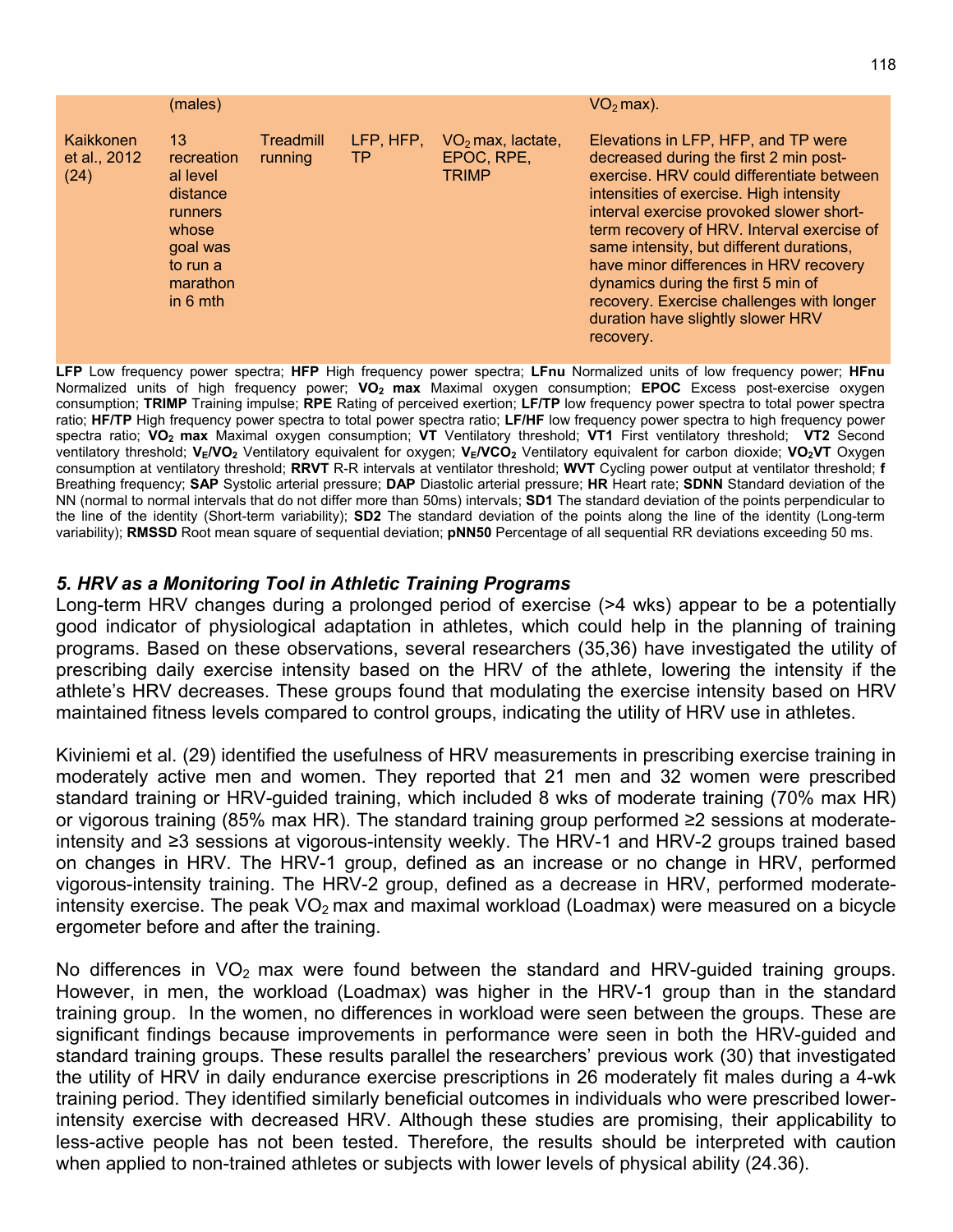| | | | | | |
|---|---|---|---|---|---|
| | (males) | | | | $VO_2$ max). |
| Kaikkonen et al., 2012 (24) | 13 recreational level distance runners whose goal was to run a marathon in 6 mth | Treadmill running | LFP, HFP, TP | $VO_2$ max, lactate, EPOC, RPE, TRIMP | Elevations in LFP, HFP, and TP were decreased during the first 2 min post-exercise. HRV could differentiate between intensities of exercise. High intensity interval exercise provoked slower short-term recovery of HRV. Interval exercise of same intensity, but different durations, have minor differences in HRV recovery dynamics during the first 5 min of recovery. Exercise challenges with longer duration have slightly slower HRV recovery. |

**LFP** Low frequency power spectra; **HFP** High frequency power spectra; **LFnu** Normalized units of low frequency power; **HFnu** Normalized units of high frequency power; **$VO_2$ max** Maximal oxygen consumption; **EPOC** Excess post-exercise oxygen consumption; **TRIMP** Training impulse; **RPE** Rating of perceived exertion; **LF/TP** low frequency power spectra to total power spectra ratio; **HF/TP** High frequency power spectra to total power spectra ratio; **LF/HF** low frequency power spectra to high frequency power spectra ratio; **$VO_2$ max** Maximal oxygen consumption; **VT** Ventilatory threshold; **VT1** First ventilatory threshold; **VT2** Second ventilatory threshold; **$V_E/VO_2$** Ventilatory equivalent for oxygen; **$V_E/VCO_2$** Ventilatory equivalent for carbon dioxide; **$VO_2VT$** Oxygen consumption at ventilatory threshold; **RRVT** R-R intervals at ventilator threshold; **WVT** Cycling power output at ventilator threshold; **f** Breathing frequency; **SAP** Systolic arterial pressure; **DAP** Diastolic arterial pressure; **HR** Heart rate; **SDNN** Standard deviation of the NN (normal to normal intervals that do not differ more than 50ms) intervals; **SD1** The standard deviation of the points perpendicular to the line of the identity (Short-term variability); **SD2** The standard deviation of the points along the line of the identity (Long-term variability); **RMSSD** Root mean square of sequential deviation; **pNN50** Percentage of all sequential RR deviations exceeding 50 ms.

## *5. HRV as a Monitoring Tool in Athletic Training Programs*

Long-term HRV changes during a prolonged period of exercise (>4 wks) appear to be a potentially good indicator of physiological adaptation in athletes, which could help in the planning of training programs. Based on these observations, several researchers (35,36) have investigated the utility of prescribing daily exercise intensity based on the HRV of the athlete, lowering the intensity if the athlete's HRV decreases. These groups found that modulating the exercise intensity based on HRV maintained fitness levels compared to control groups, indicating the utility of HRV use in athletes.

Kiviniemi et al. (29) identified the usefulness of HRV measurements in prescribing exercise training in moderately active men and women. They reported that 21 men and 32 women were prescribed standard training or HRV-guided training, which included 8 wks of moderate training (70% max HR) or vigorous training (85% max HR). The standard training group performed ≥2 sessions at moderate-intensity and ≥3 sessions at vigorous-intensity weekly. The HRV-1 and HRV-2 groups trained based on changes in HRV. The HRV-1 group, defined as an increase or no change in HRV, performed vigorous-intensity training. The HRV-2 group, defined as a decrease in HRV, performed moderate-intensity exercise. The peak $VO_2$ max and maximal workload (Loadmax) were measured on a bicycle ergometer before and after the training.

No differences in $VO_2$ max were found between the standard and HRV-guided training groups. However, in men, the workload (Loadmax) was higher in the HRV-1 group than in the standard training group. In the women, no differences in workload were seen between the groups. These are significant findings because improvements in performance were seen in both the HRV-guided and standard training groups. These results parallel the researchers' previous work (30) that investigated the utility of HRV in daily endurance exercise prescriptions in 26 moderately fit males during a 4-wk training period. They identified similarly beneficial outcomes in individuals who were prescribed lower-intensity exercise with decreased HRV. Although these studies are promising, their applicability to less-active people has not been tested. Therefore, the results should be interpreted with caution when applied to non-trained athletes or subjects with lower levels of physical ability (24.36).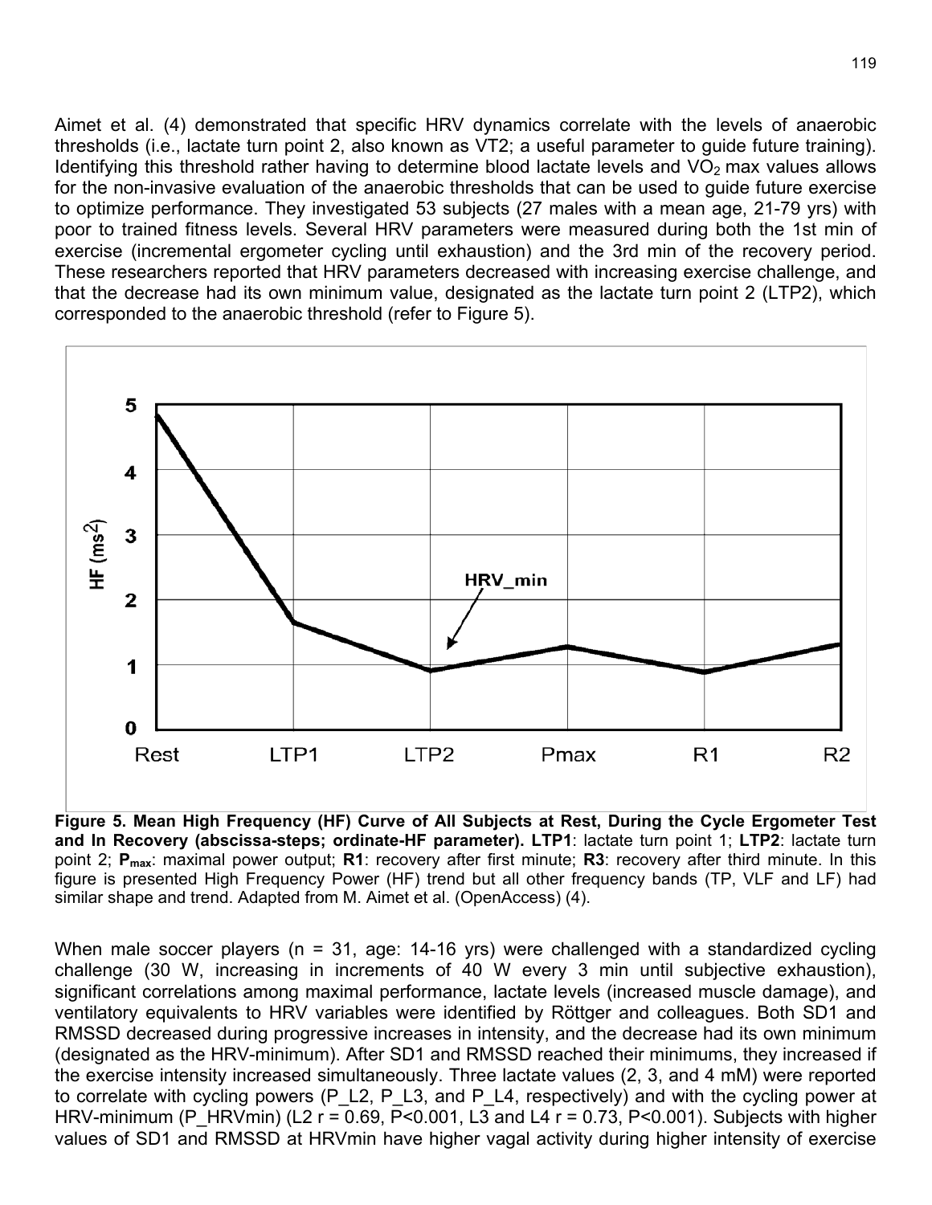Aimet et al. (4) demonstrated that specific HRV dynamics correlate with the levels of anaerobic thresholds (i.e., lactate turn point 2, also known as VT2; a useful parameter to guide future training). Identifying this threshold rather having to determine blood lactate levels and $VO_2$ max values allows for the non-invasive evaluation of the anaerobic thresholds that can be used to guide future exercise to optimize performance. They investigated 53 subjects (27 males with a mean age, 21-79 yrs) with poor to trained fitness levels. Several HRV parameters were measured during both the 1st min of exercise (incremental ergometer cycling until exhaustion) and the 3rd min of the recovery period. These researchers reported that HRV parameters decreased with increasing exercise challenge, and that the decrease had its own minimum value, designated as the lactate turn point 2 (LTP2), which corresponded to the anaerobic threshold (refer to Figure 5).

**Figure 5. Mean High Frequency (HF) Curve of All Subjects at Rest, During the Cycle Ergometer Test and In Recovery (abscissa-steps; ordinate-HF parameter). LTP1**: lactate turn point 1; **LTP2**: lactate turn point 2; $\mathbf{P_{max}}$: maximal power output; **R1**: recovery after first minute; **R3**: recovery after third minute. In this figure is presented High Frequency Power (HF) trend but all other frequency bands (TP, VLF and LF) had similar shape and trend. Adapted from M. Aimet et al. (OpenAccess) (4).

When male soccer players (n = 31, age: 14-16 yrs) were challenged with a standardized cycling challenge (30 W, increasing in increments of 40 W every 3 min until subjective exhaustion), significant correlations among maximal performance, lactate levels (increased muscle damage), and ventilatory equivalents to HRV variables were identified by Röttger and colleagues. Both SD1 and RMSSD decreased during progressive increases in intensity, and the decrease had its own minimum (designated as the HRV-minimum). After SD1 and RMSSD reached their minimums, they increased if the exercise intensity increased simultaneously. Three lactate values (2, 3, and 4 mM) were reported to correlate with cycling powers (P_L2, P_L3, and P_L4, respectively) and with the cycling power at HRV-minimum (P_HRVmin) (L2 $r = 0.69$, $P<0.001$, L3 and L4 $r = 0.73$, $P<0.001$). Subjects with higher values of SD1 and RMSSD at HRVmin have higher vagal activity during higher intensity of exercise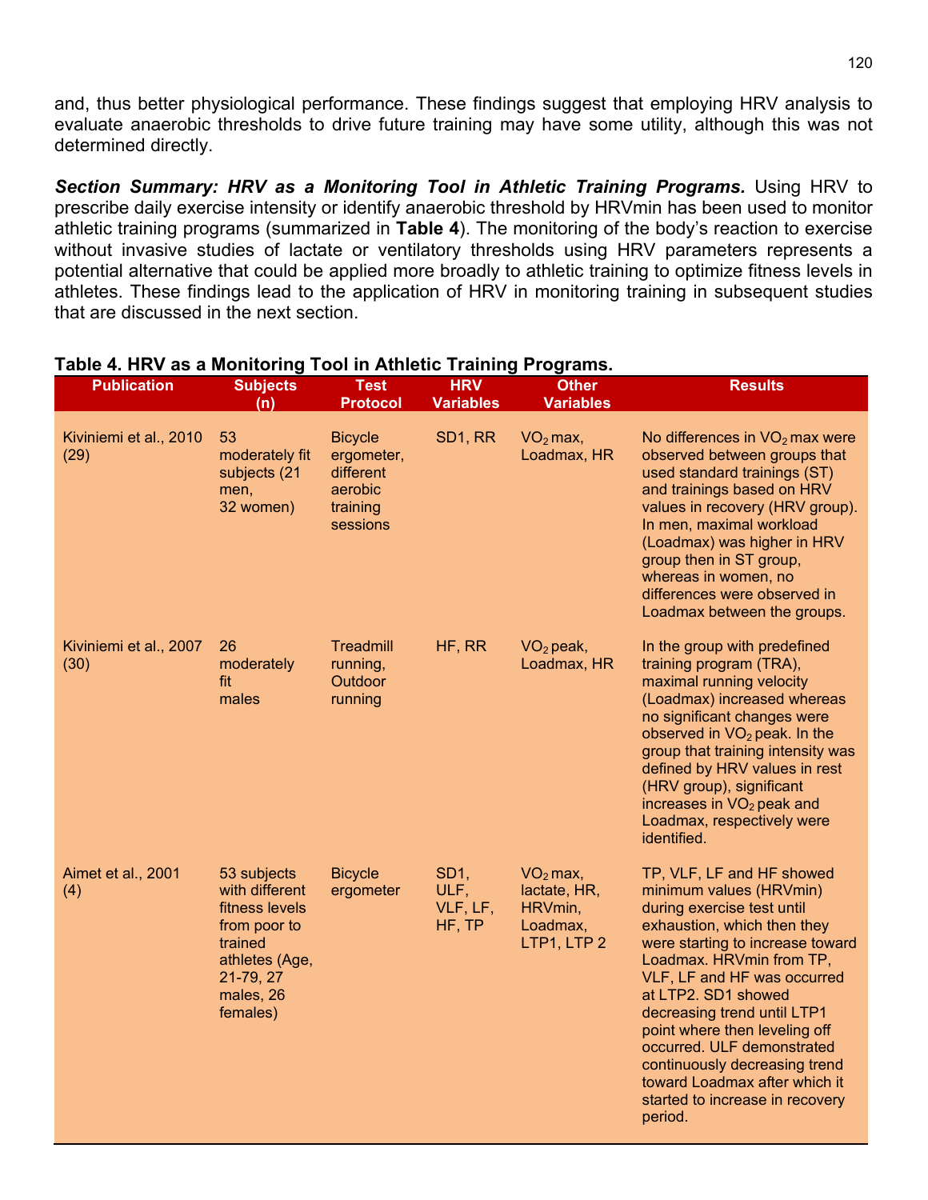and, thus better physiological performance. These findings suggest that employing HRV analysis to evaluate anaerobic thresholds to drive future training may have some utility, although this was not determined directly.

***Section Summary: HRV as a Monitoring Tool in Athletic Training Programs.*** Using HRV to prescribe daily exercise intensity or identify anaerobic threshold by HRVmin has been used to monitor athletic training programs (summarized in **Table 4**). The monitoring of the body's reaction to exercise without invasive studies of lactate or ventilatory thresholds using HRV parameters represents a potential alternative that could be applied more broadly to athletic training to optimize fitness levels in athletes. These findings lead to the application of HRV in monitoring training in subsequent studies that are discussed in the next section.

**Table 4. HRV as a Monitoring Tool in Athletic Training Programs.**

| Publication | Subjects (n) | Test Protocol | HRV Variables | Other Variables | Results |
|---|---|---|---|---|---|
| Kiviniemi et al., 2010 (29) | 53 moderately fit subjects (21 men, 32 women) | Bicycle ergometer, different aerobic training sessions | SD1, RR | $VO_2$ max, Loadmax, HR | No differences in $VO_2$ max were observed between groups that used standard trainings (ST) and trainings based on HRV values in recovery (HRV group). In men, maximal workload (Loadmax) was higher in HRV group then in ST group, whereas in women, no differences were observed in Loadmax between the groups. |
| Kiviniemi et al., 2007 (30) | 26 moderately fit males | Treadmill running, Outdoor running | HF, RR | $VO_2$ peak, Loadmax, HR | In the group with predefined training program (TRA), maximal running velocity (Loadmax) increased whereas no significant changes were observed in $VO_2$ peak. In the group that training intensity was defined by HRV values in rest (HRV group), significant increases in $VO_2$ peak and Loadmax, respectively were identified. |
| Aimet et al., 2001 (4) | 53 subjects with different fitness levels from poor to trained athletes (Age, 21-79, 27 males, 26 females) | Bicycle ergometer | SD1, ULF, VLF, LF, HF, TP | $VO_2$ max, lactate, HR, HRVmin, Loadmax, LTP1, LTP 2 | TP, VLF, LF and HF showed minimum values (HRVmin) during exercise test until exhaustion, which then they were starting to increase toward Loadmax. HRVmin from TP, VLF, LF and HF was occurred at LTP2. SD1 showed decreasing trend until LTP1 point where then leveling off occurred. ULF demonstrated continuously decreasing trend toward Loadmax after which it started to increase in recovery period. |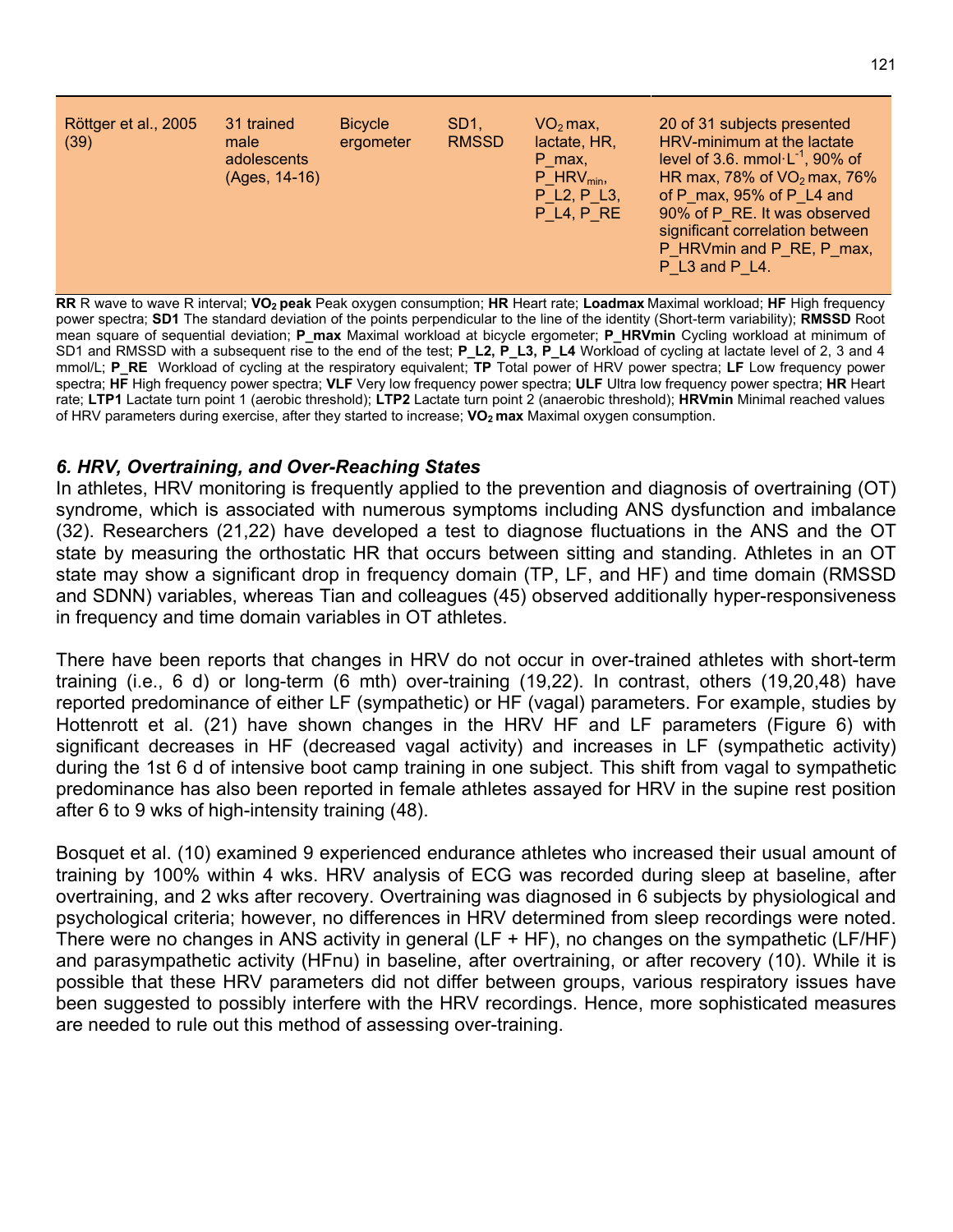| | | | | | |
|---|---|---|---|---|---|
| Röttger et al., 2005 (39) | 31 trained male adolescents (Ages, 14-16) | Bicycle ergometer | SD1, RMSSD | $VO_2$ max, lactate, HR, P_max, $P\_HRV_{min}$, P_L2, P_L3, P_L4, P_RE | 20 of 31 subjects presented HRV-minimum at the lactate level of 3.6 $mmol \cdot L^{-1}$, 90% of HR max, 78% of $VO_2$ max, 76% of P_max, 95% of P_L4 and 90% of P_RE. It was observed significant correlation between P_HRVmin and P_RE, P_max, P_L3 and P_L4. |

**RR** R wave to wave R interval; **$VO_2$ peak** Peak oxygen consumption; **HR** Heart rate; **Loadmax** Maximal workload; **HF** High frequency power spectra; **SD1** The standard deviation of the points perpendicular to the line of the identity (Short-term variability); **RMSSD** Root mean square of sequential deviation; **P_max** Maximal workload at bicycle ergometer; **P_HRVmin** Cycling workload at minimum of SD1 and RMSSD with a subsequent rise to the end of the test; **P_L2, P_L3, P_L4** Workload of cycling at lactate level of 2, 3 and 4 mmol/L; **P_RE** Workload of cycling at the respiratory equivalent; **TP** Total power of HRV power spectra; **LF** Low frequency power spectra; **HF** High frequency power spectra; **VLF** Very low frequency power spectra; **ULF** Ultra low frequency power spectra; **HR** Heart rate; **LTP1** Lactate turn point 1 (aerobic threshold); **LTP2** Lactate turn point 2 (anaerobic threshold); **HRVmin** Minimal reached values of HRV parameters during exercise, after they started to increase; **$VO_2$ max** Maximal oxygen consumption.

### *6. HRV, Overtraining, and Over-Reaching States*

In athletes, HRV monitoring is frequently applied to the prevention and diagnosis of overtraining (OT) syndrome, which is associated with numerous symptoms including ANS dysfunction and imbalance (32). Researchers (21,22) have developed a test to diagnose fluctuations in the ANS and the OT state by measuring the orthostatic HR that occurs between sitting and standing. Athletes in an OT state may show a significant drop in frequency domain (TP, LF, and HF) and time domain (RMSSD and SDNN) variables, whereas Tian and colleagues (45) observed additionally hyper-responsiveness in frequency and time domain variables in OT athletes.

There have been reports that changes in HRV do not occur in over-trained athletes with short-term training (i.e., 6 d) or long-term (6 mth) over-training (19,22). In contrast, others (19,20,48) have reported predominance of either LF (sympathetic) or HF (vagal) parameters. For example, studies by Hottenrott et al. (21) have shown changes in the HRV HF and LF parameters (Figure 6) with significant decreases in HF (decreased vagal activity) and increases in LF (sympathetic activity) during the 1st 6 d of intensive boot camp training in one subject. This shift from vagal to sympathetic predominance has also been reported in female athletes assayed for HRV in the supine rest position after 6 to 9 wks of high-intensity training (48).

Bosquet et al. (10) examined 9 experienced endurance athletes who increased their usual amount of training by 100% within 4 wks. HRV analysis of ECG was recorded during sleep at baseline, after overtraining, and 2 wks after recovery. Overtraining was diagnosed in 6 subjects by physiological and psychological criteria; however, no differences in HRV determined from sleep recordings were noted. There were no changes in ANS activity in general (LF + HF), no changes on the sympathetic (LF/HF) and parasympathetic activity (HFnu) in baseline, after overtraining, or after recovery (10). While it is possible that these HRV parameters did not differ between groups, various respiratory issues have been suggested to possibly interfere with the HRV recordings. Hence, more sophisticated measures are needed to rule out this method of assessing over-training.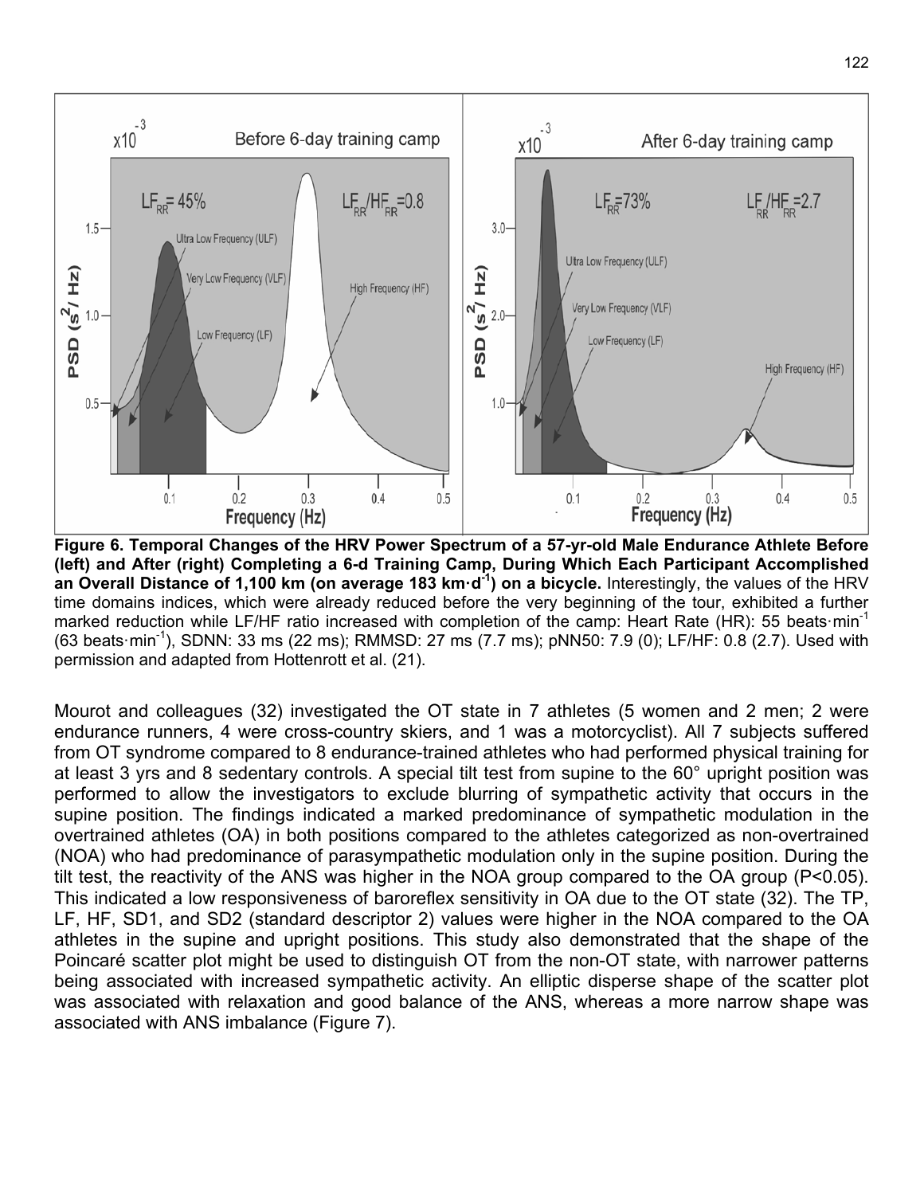**Figure 6. Temporal Changes of the HRV Power Spectrum of a 57-yr-old Male Endurance Athlete Before (left) and After (right) Completing a 6-d Training Camp, During Which Each Participant Accomplished an Overall Distance of 1,100 km (on average 183 km·d$^{-1}$) on a bicycle.** Interestingly, the values of the HRV time domains indices, which were already reduced before the very beginning of the tour, exhibited a further marked reduction while LF/HF ratio increased with completion of the camp: Heart Rate (HR): 55 beats·min$^{-1}$ (63 beats·min$^{-1}$), SDNN: 33 ms (22 ms); RMMSD: 27 ms (7.7 ms); pNN50: 7.9 (0); LF/HF: 0.8 (2.7). Used with permission and adapted from Hottenrott et al. (21).

Mourot and colleagues (32) investigated the OT state in 7 athletes (5 women and 2 men; 2 were endurance runners, 4 were cross-country skiers, and 1 was a motorcyclist). All 7 subjects suffered from OT syndrome compared to 8 endurance-trained athletes who had performed physical training for at least 3 yrs and 8 sedentary controls. A special tilt test from supine to the 60° upright position was performed to allow the investigators to exclude blurring of sympathetic activity that occurs in the supine position. The findings indicated a marked predominance of sympathetic modulation in the overtrained athletes (OA) in both positions compared to the athletes categorized as non-overtrained (NOA) who had predominance of parasympathetic modulation only in the supine position. During the tilt test, the reactivity of the ANS was higher in the NOA group compared to the OA group ($P<0.05$). This indicated a low responsiveness of baroreflex sensitivity in OA due to the OT state (32). The TP, LF, HF, SD1, and SD2 (standard descriptor 2) values were higher in the NOA compared to the OA athletes in the supine and upright positions. This study also demonstrated that the shape of the Poincaré scatter plot might be used to distinguish OT from the non-OT state, with narrower patterns being associated with increased sympathetic activity. An elliptic disperse shape of the scatter plot was associated with relaxation and good balance of the ANS, whereas a more narrow shape was associated with ANS imbalance (Figure 7).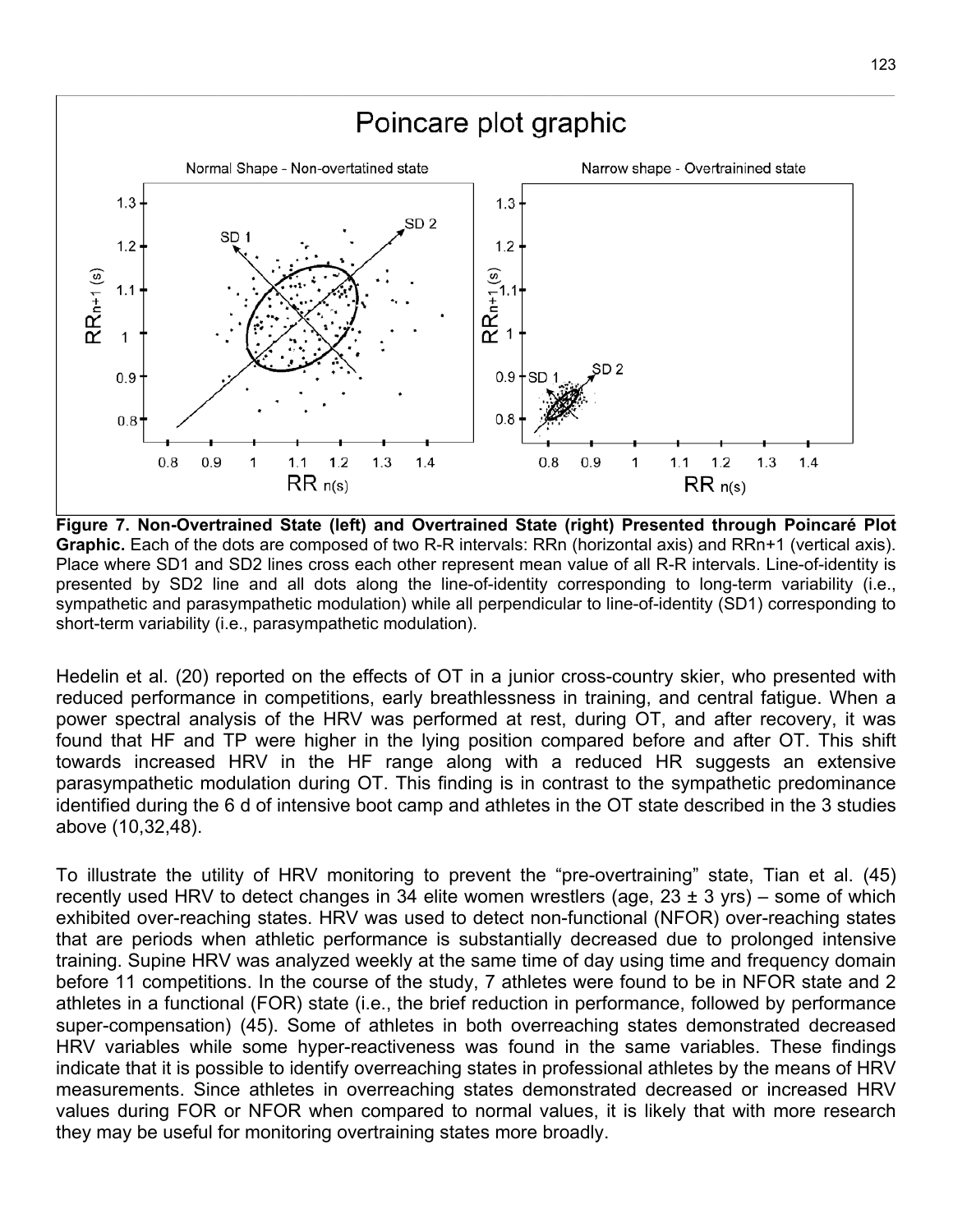**Figure 7. Non-Overtrained State (left) and Overtrained State (right) Presented through Poincaré Plot Graphic.** Each of the dots are composed of two R-R intervals: RRn (horizontal axis) and RRn+1 (vertical axis). Place where SD1 and SD2 lines cross each other represent mean value of all R-R intervals. Line-of-identity is presented by SD2 line and all dots along the line-of-identity corresponding to long-term variability (i.e., sympathetic and parasympathetic modulation) while all perpendicular to line-of-identity (SD1) corresponding to short-term variability (i.e., parasympathetic modulation).

Hedelin et al. (20) reported on the effects of OT in a junior cross-country skier, who presented with reduced performance in competitions, early breathlessness in training, and central fatigue. When a power spectral analysis of the HRV was performed at rest, during OT, and after recovery, it was found that HF and TP were higher in the lying position compared before and after OT. This shift towards increased HRV in the HF range along with a reduced HR suggests an extensive parasympathetic modulation during OT. This finding is in contrast to the sympathetic predominance identified during the 6 d of intensive boot camp and athletes in the OT state described in the 3 studies above (10,32,48).

To illustrate the utility of HRV monitoring to prevent the "pre-overtraining" state, Tian et al. (45) recently used HRV to detect changes in 34 elite women wrestlers (age, 23 ± 3 yrs) – some of which exhibited over-reaching states. HRV was used to detect non-functional (NFOR) over-reaching states that are periods when athletic performance is substantially decreased due to prolonged intensive training. Supine HRV was analyzed weekly at the same time of day using time and frequency domain before 11 competitions. In the course of the study, 7 athletes were found to be in NFOR state and 2 athletes in a functional (FOR) state (i.e., the brief reduction in performance, followed by performance super-compensation) (45). Some of athletes in both overreaching states demonstrated decreased HRV variables while some hyper-reactiveness was found in the same variables. These findings indicate that it is possible to identify overreaching states in professional athletes by the means of HRV measurements. Since athletes in overreaching states demonstrated decreased or increased HRV values during FOR or NFOR when compared to normal values, it is likely that with more research they may be useful for monitoring overtraining states more broadly.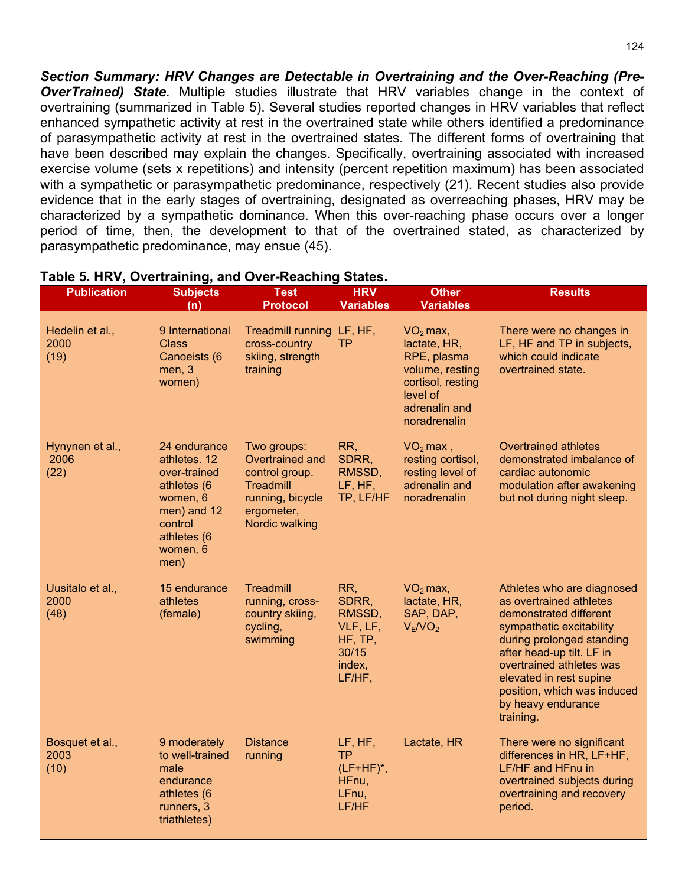***Section Summary: HRV Changes are Detectable in Overtraining and the Over-Reaching (Pre-OverTrained) State.*** Multiple studies illustrate that HRV variables change in the context of overtraining (summarized in Table 5). Several studies reported changes in HRV variables that reflect enhanced sympathetic activity at rest in the overtrained state while others identified a predominance of parasympathetic activity at rest in the overtrained states. The different forms of overtraining that have been described may explain the changes. Specifically, overtraining associated with increased exercise volume (sets x repetitions) and intensity (percent repetition maximum) has been associated with a sympathetic or parasympathetic predominance, respectively (21). Recent studies also provide evidence that in the early stages of overtraining, designated as overreaching phases, HRV may be characterized by a sympathetic dominance. When this over-reaching phase occurs over a longer period of time, then, the development to that of the overtrained stated, as characterized by parasympathetic predominance, may ensue (45).

**Table 5. HRV, Overtraining, and Over-Reaching States.**

| Publication | Subjects (n) | Test Protocol | HRV Variables | Other Variables | Results |
|---|---|---|---|---|---|
| Hedelin et al., 2000 (19) | 9 International Class Canoeists (6 men, 3 women) | Treadmill running cross-country skiing, strength training | LF, HF, TP | $VO_2$ max, lactate, HR, RPE, plasma volume, resting cortisol, resting level of adrenalin and noradrenalin | There were no changes in LF, HF and TP in subjects, which could indicate overtrained state. |
| Hynynen et al., 2006 (22) | 24 endurance athletes. 12 over-trained athletes (6 women, 6 men) and 12 control athletes (6 women, 6 men) | Two groups: Overtrained and control group. Treadmill running, bicycle ergometer, Nordic walking | RR, SDRR, RMSSD, LF, HF, TP, LF/HF | $VO_2$ max , resting cortisol, resting level of adrenalin and noradrenalin | Overtrained athletes demonstrated imbalance of cardiac autonomic modulation after awakening but not during night sleep. |
| Uusitalo et al., 2000 (48) | 15 endurance athletes (female) | Treadmill running, cross-country skiing, cycling, swimming | RR, SDRR, RMSSD, VLF, LF, HF, TP, 30/15 index, LF/HF, | $VO_2$ max, lactate, HR, SAP, DAP, $V_E/VO_2$ | Athletes who are diagnosed as overtrained athletes demonstrated different sympathetic excitability during prolonged standing after head-up tilt. LF in overtrained athletes was elevated in rest supine position, which was induced by heavy endurance training. |
| Bosquet et al., 2003 (10) | 9 moderately to well-trained male endurance athletes (6 runners, 3 triathletes) | Distance running | LF, HF, TP (LF+HF)*, HFnu, LFnu, LF/HF | Lactate, HR | There were no significant differences in HR, LF+HF, LF/HF and HFnu in overtrained subjects during overtraining and recovery period. |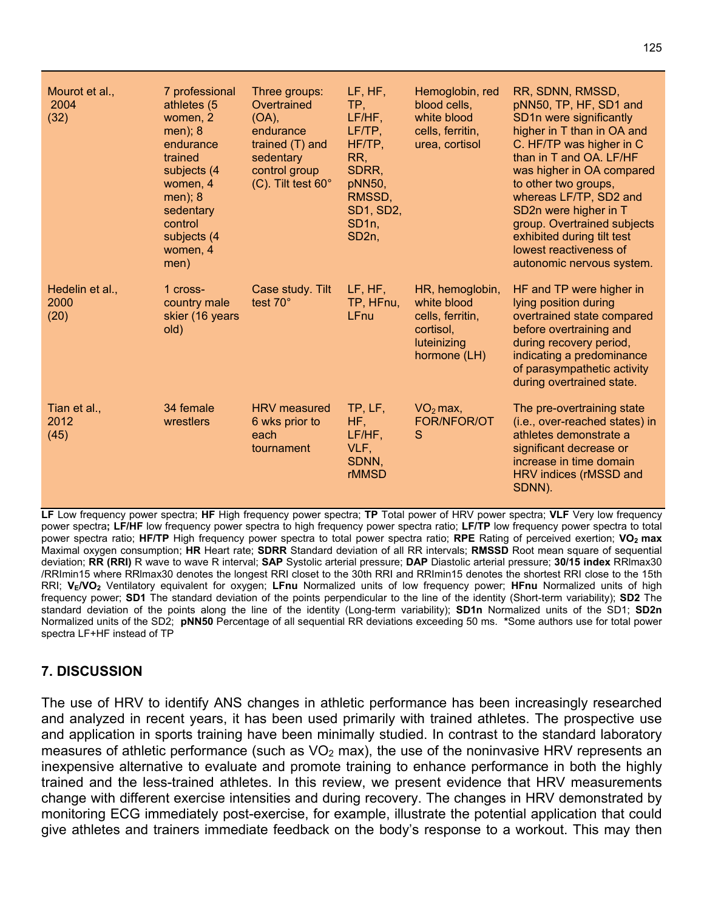| | | | | | |
|---|---|---|---|---|---|
| Mourot et al., 2004 (32) | 7 professional athletes (5 women, 2 men); 8 endurance trained subjects (4 women, 4 men); 8 sedentary control subjects (4 women, 4 men) | Three groups: Overtrained (OA), endurance trained (T) and sedentary control group (C). Tilt test 60° | LF, HF, TP, LF/HF, LF/TP, HF/TP, RR, SDRR, pNN50, RMSSD, SD1, SD2, SD1n, SD2n, | Hemoglobin, red blood cells, white blood cells, ferritin, urea, cortisol | RR, SDNN, RMSSD, pNN50, TP, HF, SD1 and SD1n were significantly higher in T than in OA and C. HF/TP was higher in C than in T and OA. LF/HF was higher in OA compared to other two groups, whereas LF/TP, SD2 and SD2n were higher in T group. Overtrained subjects exhibited during tilt test lowest reactiveness of autonomic nervous system. |
| Hedelin et al., 2000 (20) | 1 cross-country male skier (16 years old) | Case study. Tilt test 70° | LF, HF, TP, HFnu, LFnu | HR, hemoglobin, white blood cells, ferritin, cortisol, luteinizing hormone (LH) | HF and TP were higher in lying position during overtrained state compared before overtraining and during recovery period, indicating a predominance of parasympathetic activity during overtrained state. |
| Tian et al., 2012 (45) | 34 female wrestlers | HRV measured 6 wks prior to each tournament | TP, LF, HF, LF/HF, VLF, SDNN, rMMSD | $VO_2$ max, FOR/NFOR/OTS | The pre-overtraining state (i.e., over-reached states) in athletes demonstrate a significant decrease or increase in time domain HRV indices (rMSSD and SDNN). |

**LF** Low frequency power spectra; **HF** High frequency power spectra; **TP** Total power of HRV power spectra; **VLF** Very low frequency power spectra**; LF/HF** low frequency power spectra to high frequency power spectra ratio; **LF/TP** low frequency power spectra to total power spectra ratio; **HF/TP** High frequency power spectra to total power spectra ratio; **RPE** Rating of perceived exertion; **$VO_2$ max** Maximal oxygen consumption; **HR** Heart rate; **SDRR** Standard deviation of all RR intervals; **RMSSD** Root mean square of sequential deviation; **RR (RRI)** R wave to wave R interval; **SAP** Systolic arterial pressure; **DAP** Diastolic arterial pressure; **30/15 index** RRlmax30 /RRlmin15 where RRlmax30 denotes the longest RRI closet to the 30th RRI and RRImin15 denotes the shortest RRI close to the 15th RRI; **$V_E/VO_2$** Ventilatory equivalent for oxygen; **LFnu** Normalized units of low frequency power; **HFnu** Normalized units of high frequency power; **SD1** The standard deviation of the points perpendicular to the line of the identity (Short-term variability); **SD2** The standard deviation of the points along the line of the identity (Long-term variability); **SD1n** Normalized units of the SD1; **SD2n** Normalized units of the SD2; **pNN50** Percentage of all sequential RR deviations exceeding 50 ms. *Some authors use for total power spectra LF+HF instead of TP

## 7. DISCUSSION

The use of HRV to identify ANS changes in athletic performance has been increasingly researched and analyzed in recent years, it has been used primarily with trained athletes. The prospective use and application in sports training have been minimally studied. In contrast to the standard laboratory measures of athletic performance (such as $VO_2$ max), the use of the noninvasive HRV represents an inexpensive alternative to evaluate and promote training to enhance performance in both the highly trained and the less-trained athletes. In this review, we present evidence that HRV measurements change with different exercise intensities and during recovery. The changes in HRV demonstrated by monitoring ECG immediately post-exercise, for example, illustrate the potential application that could give athletes and trainers immediate feedback on the body's response to a workout. This may then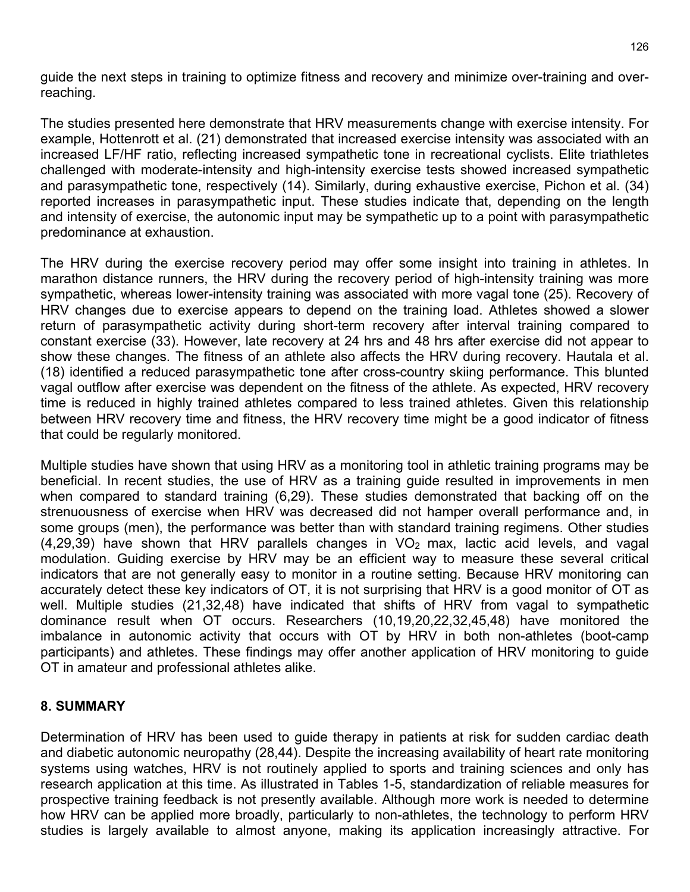guide the next steps in training to optimize fitness and recovery and minimize over-training and over-reaching.

The studies presented here demonstrate that HRV measurements change with exercise intensity. For example, Hottenrott et al. (21) demonstrated that increased exercise intensity was associated with an increased LF/HF ratio, reflecting increased sympathetic tone in recreational cyclists. Elite triathletes challenged with moderate-intensity and high-intensity exercise tests showed increased sympathetic and parasympathetic tone, respectively (14). Similarly, during exhaustive exercise, Pichon et al. (34) reported increases in parasympathetic input. These studies indicate that, depending on the length and intensity of exercise, the autonomic input may be sympathetic up to a point with parasympathetic predominance at exhaustion.

The HRV during the exercise recovery period may offer some insight into training in athletes. In marathon distance runners, the HRV during the recovery period of high-intensity training was more sympathetic, whereas lower-intensity training was associated with more vagal tone (25). Recovery of HRV changes due to exercise appears to depend on the training load. Athletes showed a slower return of parasympathetic activity during short-term recovery after interval training compared to constant exercise (33). However, late recovery at 24 hrs and 48 hrs after exercise did not appear to show these changes. The fitness of an athlete also affects the HRV during recovery. Hautala et al. (18) identified a reduced parasympathetic tone after cross-country skiing performance. This blunted vagal outflow after exercise was dependent on the fitness of the athlete. As expected, HRV recovery time is reduced in highly trained athletes compared to less trained athletes. Given this relationship between HRV recovery time and fitness, the HRV recovery time might be a good indicator of fitness that could be regularly monitored.

Multiple studies have shown that using HRV as a monitoring tool in athletic training programs may be beneficial. In recent studies, the use of HRV as a training guide resulted in improvements in men when compared to standard training (6,29). These studies demonstrated that backing off on the strenuousness of exercise when HRV was decreased did not hamper overall performance and, in some groups (men), the performance was better than with standard training regimens. Other studies (4,29,39) have shown that HRV parallels changes in $VO_2$ max, lactic acid levels, and vagal modulation. Guiding exercise by HRV may be an efficient way to measure these several critical indicators that are not generally easy to monitor in a routine setting. Because HRV monitoring can accurately detect these key indicators of OT, it is not surprising that HRV is a good monitor of OT as well. Multiple studies (21,32,48) have indicated that shifts of HRV from vagal to sympathetic dominance result when OT occurs. Researchers (10,19,20,22,32,45,48) have monitored the imbalance in autonomic activity that occurs with OT by HRV in both non-athletes (boot-camp participants) and athletes. These findings may offer another application of HRV monitoring to guide OT in amateur and professional athletes alike.

## 8. SUMMARY

Determination of HRV has been used to guide therapy in patients at risk for sudden cardiac death and diabetic autonomic neuropathy (28,44). Despite the increasing availability of heart rate monitoring systems using watches, HRV is not routinely applied to sports and training sciences and only has research application at this time. As illustrated in Tables 1-5, standardization of reliable measures for prospective training feedback is not presently available. Although more work is needed to determine how HRV can be applied more broadly, particularly to non-athletes, the technology to perform HRV studies is largely available to almost anyone, making its application increasingly attractive. For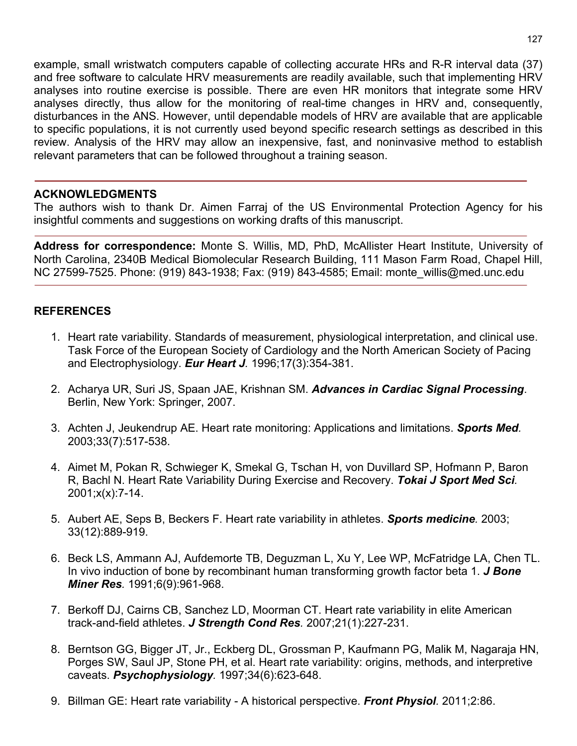example, small wristwatch computers capable of collecting accurate HRs and R-R interval data (37) and free software to calculate HRV measurements are readily available, such that implementing HRV analyses into routine exercise is possible. There are even HR monitors that integrate some HRV analyses directly, thus allow for the monitoring of real-time changes in HRV and, consequently, disturbances in the ANS. However, until dependable models of HRV are available that are applicable to specific populations, it is not currently used beyond specific research settings as described in this review. Analysis of the HRV may allow an inexpensive, fast, and noninvasive method to establish relevant parameters that can be followed throughout a training season.

## ACKNOWLEDGMENTS

The authors wish to thank Dr. Aimen Farraj of the US Environmental Protection Agency for his insightful comments and suggestions on working drafts of this manuscript.

**Address for correspondence:** Monte S. Willis, MD, PhD, McAllister Heart Institute, University of North Carolina, 2340B Medical Biomolecular Research Building, 111 Mason Farm Road, Chapel Hill, NC 27599-7525. Phone: (919) 843-1938; Fax: (919) 843-4585; Email: monte_willis@med.unc.edu

## REFERENCES

1. Heart rate variability. Standards of measurement, physiological interpretation, and clinical use. Task Force of the European Society of Cardiology and the North American Society of Pacing and Electrophysiology. ***Eur Heart J.*** 1996;17(3):354-381.

2. Acharya UR, Suri JS, Spaan JAE, Krishnan SM. ***Advances in Cardiac Signal Processing***. Berlin, New York: Springer, 2007.

3. Achten J, Jeukendrup AE. Heart rate monitoring: Applications and limitations. ***Sports Med.*** 2003;33(7):517-538.

4. Aimet M, Pokan R, Schwieger K, Smekal G, Tschan H, von Duvillard SP, Hofmann P, Baron R, Bachl N. Heart Rate Variability During Exercise and Recovery. ***Tokai J Sport Med Sci.*** 2001;x(x):7-14.

5. Aubert AE, Seps B, Beckers F. Heart rate variability in athletes. ***Sports medicine.*** 2003; 33(12):889-919.

6. Beck LS, Ammann AJ, Aufdemorte TB, Deguzman L, Xu Y, Lee WP, McFatridge LA, Chen TL. In vivo induction of bone by recombinant human transforming growth factor beta 1. ***J Bone Miner Res.*** 1991;6(9):961-968.

7. Berkoff DJ, Cairns CB, Sanchez LD, Moorman CT. Heart rate variability in elite American track-and-field athletes. ***J Strength Cond Res.*** 2007;21(1):227-231.

8. Berntson GG, Bigger JT, Jr., Eckberg DL, Grossman P, Kaufmann PG, Malik M, Nagaraja HN, Porges SW, Saul JP, Stone PH, et al. Heart rate variability: origins, methods, and interpretive caveats. ***Psychophysiology.*** 1997;34(6):623-648.

9. Billman GE: Heart rate variability - A historical perspective. ***Front Physiol.*** 2011;2:86.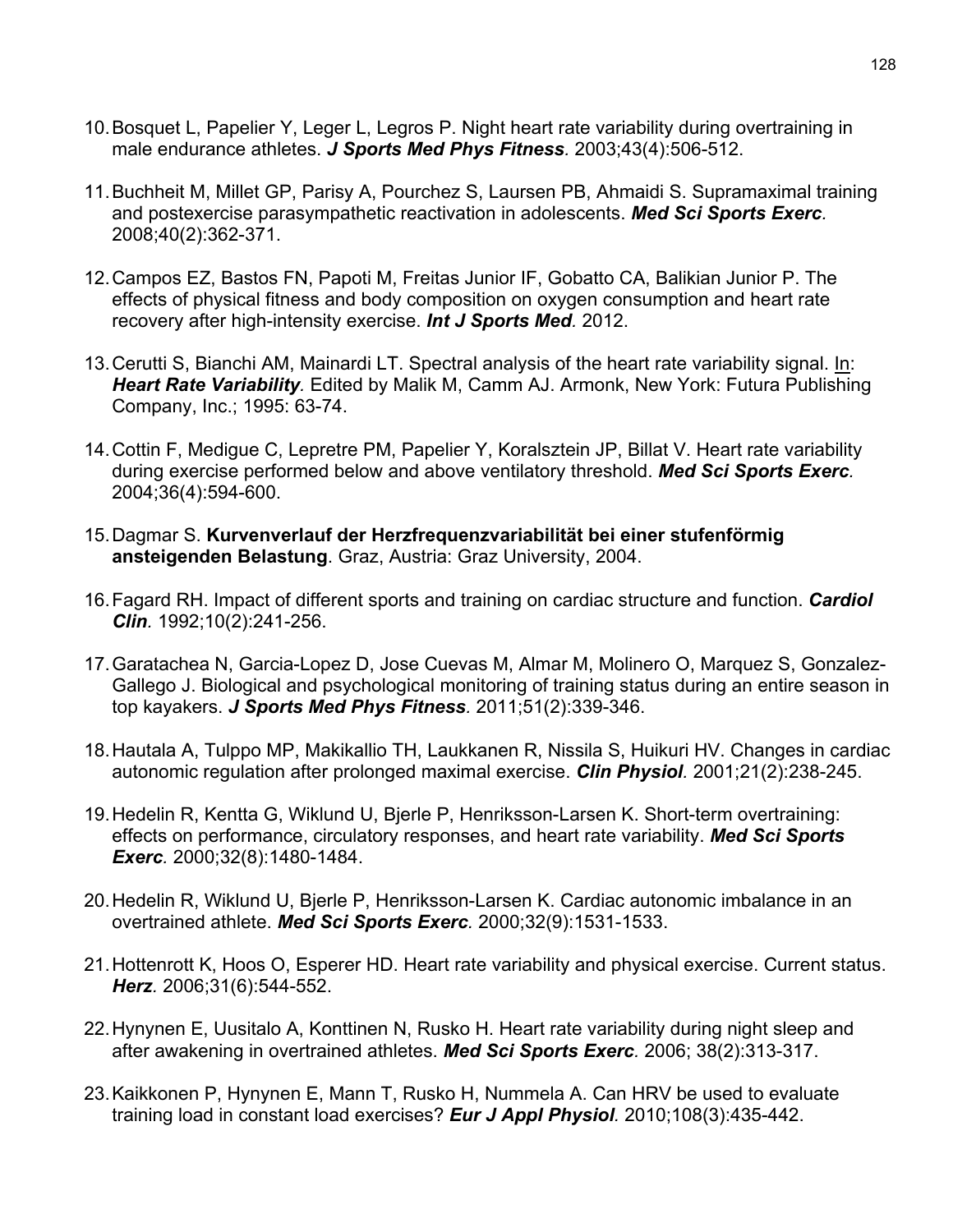10. Bosquet L, Papelier Y, Leger L, Legros P. Night heart rate variability during overtraining in male endurance athletes. ***J Sports Med Phys Fitness.*** 2003;43(4):506-512.

11. Buchheit M, Millet GP, Parisy A, Pourchez S, Laursen PB, Ahmaidi S. Supramaximal training and postexercise parasympathetic reactivation in adolescents. ***Med Sci Sports Exerc.*** 2008;40(2):362-371.

12. Campos EZ, Bastos FN, Papoti M, Freitas Junior IF, Gobatto CA, Balikian Junior P. The effects of physical fitness and body composition on oxygen consumption and heart rate recovery after high-intensity exercise. ***Int J Sports Med.*** 2012.

13. Cerutti S, Bianchi AM, Mainardi LT. Spectral analysis of the heart rate variability signal. In: ***Heart Rate Variability.*** Edited by Malik M, Camm AJ. Armonk, New York: Futura Publishing Company, Inc.; 1995: 63-74.

14. Cottin F, Medigue C, Lepretre PM, Papelier Y, Koralsztein JP, Billat V. Heart rate variability during exercise performed below and above ventilatory threshold. ***Med Sci Sports Exerc.*** 2004;36(4):594-600.

15. Dagmar S. **Kurvenverlauf der Herzfrequenzvariabilität bei einer stufenförmig ansteigenden Belastung**. Graz, Austria: Graz University, 2004.

16. Fagard RH. Impact of different sports and training on cardiac structure and function. ***Cardiol Clin.*** 1992;10(2):241-256.

17. Garatachea N, Garcia-Lopez D, Jose Cuevas M, Almar M, Molinero O, Marquez S, Gonzalez-Gallego J. Biological and psychological monitoring of training status during an entire season in top kayakers. ***J Sports Med Phys Fitness.*** 2011;51(2):339-346.

18. Hautala A, Tulppo MP, Makikallio TH, Laukkanen R, Nissila S, Huikuri HV. Changes in cardiac autonomic regulation after prolonged maximal exercise. ***Clin Physiol.*** 2001;21(2):238-245.

19. Hedelin R, Kentta G, Wiklund U, Bjerle P, Henriksson-Larsen K. Short-term overtraining: effects on performance, circulatory responses, and heart rate variability. ***Med Sci Sports Exerc.*** 2000;32(8):1480-1484.

20. Hedelin R, Wiklund U, Bjerle P, Henriksson-Larsen K. Cardiac autonomic imbalance in an overtrained athlete. ***Med Sci Sports Exerc.*** 2000;32(9):1531-1533.

21. Hottenrott K, Hoos O, Esperer HD. Heart rate variability and physical exercise. Current status. ***Herz.*** 2006;31(6):544-552.

22. Hynynen E, Uusitalo A, Konttinen N, Rusko H. Heart rate variability during night sleep and after awakening in overtrained athletes. ***Med Sci Sports Exerc.*** 2006; 38(2):313-317.

23. Kaikkonen P, Hynynen E, Mann T, Rusko H, Nummela A. Can HRV be used to evaluate training load in constant load exercises? ***Eur J Appl Physiol.*** 2010;108(3):435-442.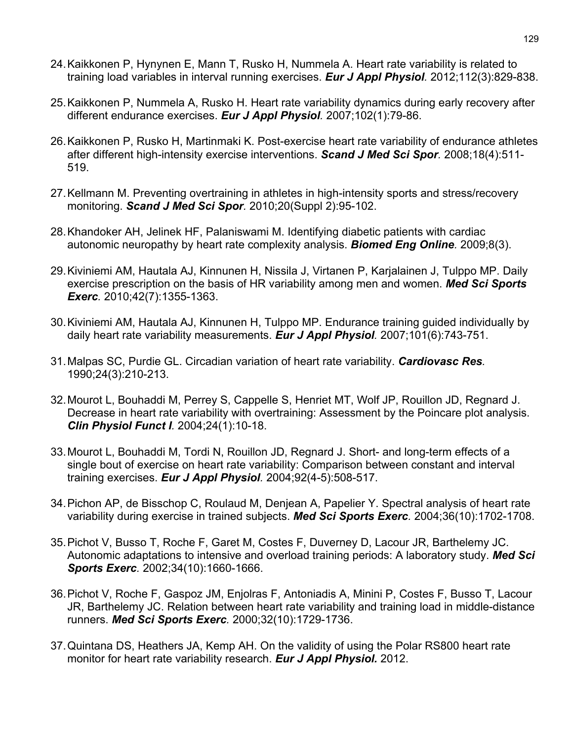24. Kaikkonen P, Hynynen E, Mann T, Rusko H, Nummela A. Heart rate variability is related to training load variables in interval running exercises. ***Eur J Appl Physiol**.* 2012;112(3):829-838.

25. Kaikkonen P, Nummela A, Rusko H. Heart rate variability dynamics during early recovery after different endurance exercises. ***Eur J Appl Physiol**.* 2007;102(1):79-86.

26. Kaikkonen P, Rusko H, Martinmaki K. Post-exercise heart rate variability of endurance athletes after different high-intensity exercise interventions. ***Scand J Med Sci Spor**.* 2008;18(4):511-519.

27. Kellmann M. Preventing overtraining in athletes in high-intensity sports and stress/recovery monitoring. ***Scand J Med Sci Spor**.* 2010;20(Suppl 2):95-102.

28. Khandoker AH, Jelinek HF, Palaniswami M. Identifying diabetic patients with cardiac autonomic neuropathy by heart rate complexity analysis. ***Biomed Eng Online**.* 2009;8(3).

29. Kiviniemi AM, Hautala AJ, Kinnunen H, Nissila J, Virtanen P, Karjalainen J, Tulppo MP. Daily exercise prescription on the basis of HR variability among men and women. ***Med Sci Sports Exerc**.* 2010;42(7):1355-1363.

30. Kiviniemi AM, Hautala AJ, Kinnunen H, Tulppo MP. Endurance training guided individually by daily heart rate variability measurements. ***Eur J Appl Physiol**.* 2007;101(6):743-751.

31. Malpas SC, Purdie GL. Circadian variation of heart rate variability. ***Cardiovasc Res**.* 1990;24(3):210-213.

32. Mourot L, Bouhaddi M, Perrey S, Cappelle S, Henriet MT, Wolf JP, Rouillon JD, Regnard J. Decrease in heart rate variability with overtraining: Assessment by the Poincare plot analysis. ***Clin Physiol Funct I**.* 2004;24(1):10-18.

33. Mourot L, Bouhaddi M, Tordi N, Rouillon JD, Regnard J. Short- and long-term effects of a single bout of exercise on heart rate variability: Comparison between constant and interval training exercises. ***Eur J Appl Physiol**.* 2004;92(4-5):508-517.

34. Pichon AP, de Bisschop C, Roulaud M, Denjean A, Papelier Y. Spectral analysis of heart rate variability during exercise in trained subjects. ***Med Sci Sports Exerc**.* 2004;36(10):1702-1708.

35. Pichot V, Busso T, Roche F, Garet M, Costes F, Duverney D, Lacour JR, Barthelemy JC. Autonomic adaptations to intensive and overload training periods: A laboratory study. ***Med Sci Sports Exerc**.* 2002;34(10):1660-1666.

36. Pichot V, Roche F, Gaspoz JM, Enjolras F, Antoniadis A, Minini P, Costes F, Busso T, Lacour JR, Barthelemy JC. Relation between heart rate variability and training load in middle-distance runners. ***Med Sci Sports Exerc**.* 2000;32(10):1729-1736.

37. Quintana DS, Heathers JA, Kemp AH. On the validity of using the Polar RS800 heart rate monitor for heart rate variability research. ***Eur J Appl Physiol.*** 2012.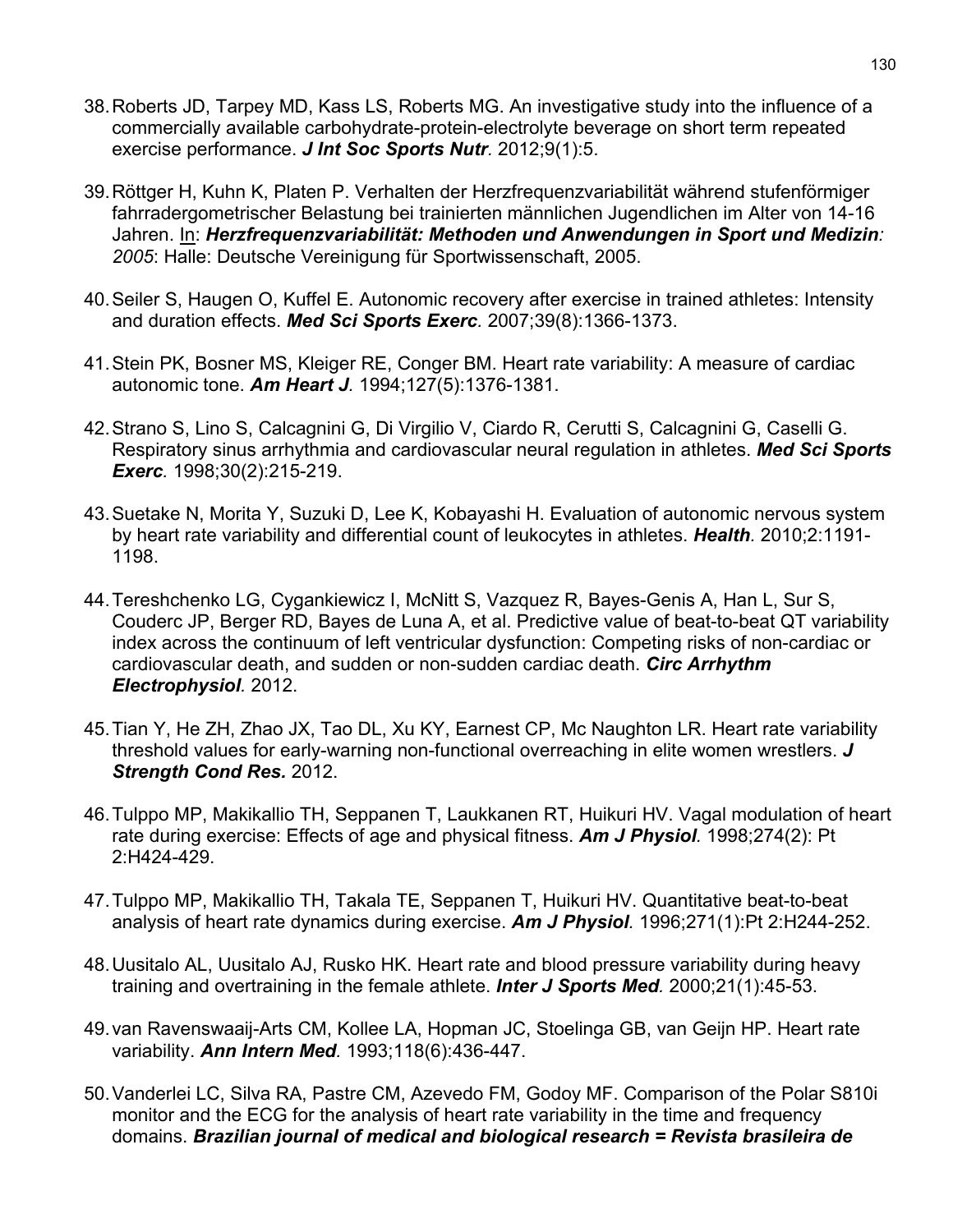38. Roberts JD, Tarpey MD, Kass LS, Roberts MG. An investigative study into the influence of a commercially available carbohydrate-protein-electrolyte beverage on short term repeated exercise performance. ***J Int Soc Sports Nutr***. 2012;9(1):5.

39. Röttger H, Kuhn K, Platen P. Verhalten der Herzfrequenzvariabilität während stufenförmiger fahrradergometrischer Belastung bei trainierten männlichen Jugendlichen im Alter von 14-16 Jahren. In: ***Herzfrequenzvariabilität: Methoden und Anwendungen in Sport und Medizin**: 2005*: Halle: Deutsche Vereinigung für Sportwissenschaft, 2005.

40. Seiler S, Haugen O, Kuffel E. Autonomic recovery after exercise in trained athletes: Intensity and duration effects. ***Med Sci Sports Exerc***. 2007;39(8):1366-1373.

41. Stein PK, Bosner MS, Kleiger RE, Conger BM. Heart rate variability: A measure of cardiac autonomic tone. ***Am Heart J***. 1994;127(5):1376-1381.

42. Strano S, Lino S, Calcagnini G, Di Virgilio V, Ciardo R, Cerutti S, Calcagnini G, Caselli G. Respiratory sinus arrhythmia and cardiovascular neural regulation in athletes. ***Med Sci Sports Exerc***. 1998;30(2):215-219.

43. Suetake N, Morita Y, Suzuki D, Lee K, Kobayashi H. Evaluation of autonomic nervous system by heart rate variability and differential count of leukocytes in athletes. ***Health***. 2010;2:1191-1198.

44. Tereshchenko LG, Cygankiewicz I, McNitt S, Vazquez R, Bayes-Genis A, Han L, Sur S, Couderc JP, Berger RD, Bayes de Luna A, et al. Predictive value of beat-to-beat QT variability index across the continuum of left ventricular dysfunction: Competing risks of non-cardiac or cardiovascular death, and sudden or non-sudden cardiac death. ***Circ Arrhythm Electrophysiol***. 2012.

45. Tian Y, He ZH, Zhao JX, Tao DL, Xu KY, Earnest CP, Mc Naughton LR. Heart rate variability threshold values for early-warning non-functional overreaching in elite women wrestlers. ***J Strength Cond Res.*** 2012.

46. Tulppo MP, Makikallio TH, Seppanen T, Laukkanen RT, Huikuri HV. Vagal modulation of heart rate during exercise: Effects of age and physical fitness. ***Am J Physiol***. 1998;274(2): Pt 2:H424-429.

47. Tulppo MP, Makikallio TH, Takala TE, Seppanen T, Huikuri HV. Quantitative beat-to-beat analysis of heart rate dynamics during exercise. ***Am J Physiol***. 1996;271(1):Pt 2:H244-252.

48. Uusitalo AL, Uusitalo AJ, Rusko HK. Heart rate and blood pressure variability during heavy training and overtraining in the female athlete. ***Inter J Sports Med***. 2000;21(1):45-53.

49. van Ravenswaaij-Arts CM, Kollee LA, Hopman JC, Stoelinga GB, van Geijn HP. Heart rate variability. ***Ann Intern Med***. 1993;118(6):436-447.

50. Vanderlei LC, Silva RA, Pastre CM, Azevedo FM, Godoy MF. Comparison of the Polar S810i monitor and the ECG for the analysis of heart rate variability in the time and frequency domains. ***Brazilian journal of medical and biological research = Revista brasileira de***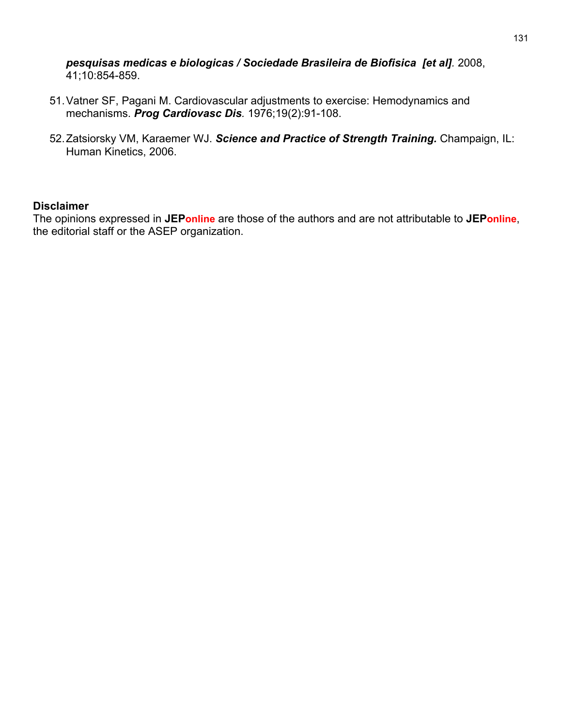***pesquisas medicas e biologicas / Sociedade Brasileira de Biofisica [et al]***. 2008, 41;10:854-859.

51. Vatner SF, Pagani M. Cardiovascular adjustments to exercise: Hemodynamics and mechanisms. ***Prog Cardiovasc Dis.*** 1976;19(2):91-108.

52. Zatsiorsky VM, Karaemer WJ. ***Science and Practice of Strength Training.*** Champaign, IL: Human Kinetics, 2006.

**Disclaimer**

The opinions expressed in **JEPonline** are those of the authors and are not attributable to **JEPonline**, the editorial staff or the ASEP organization.